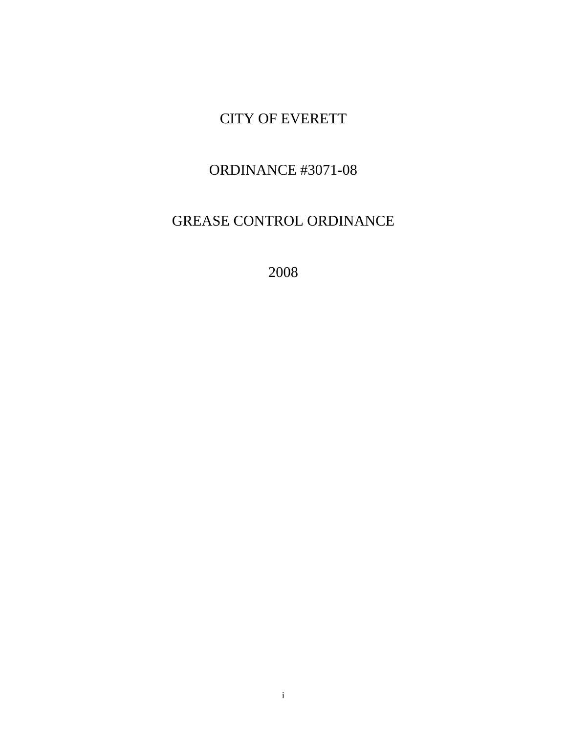# CITY OF EVERETT

# ORDINANCE #3071-08

# GREASE CONTROL ORDINANCE

# 2008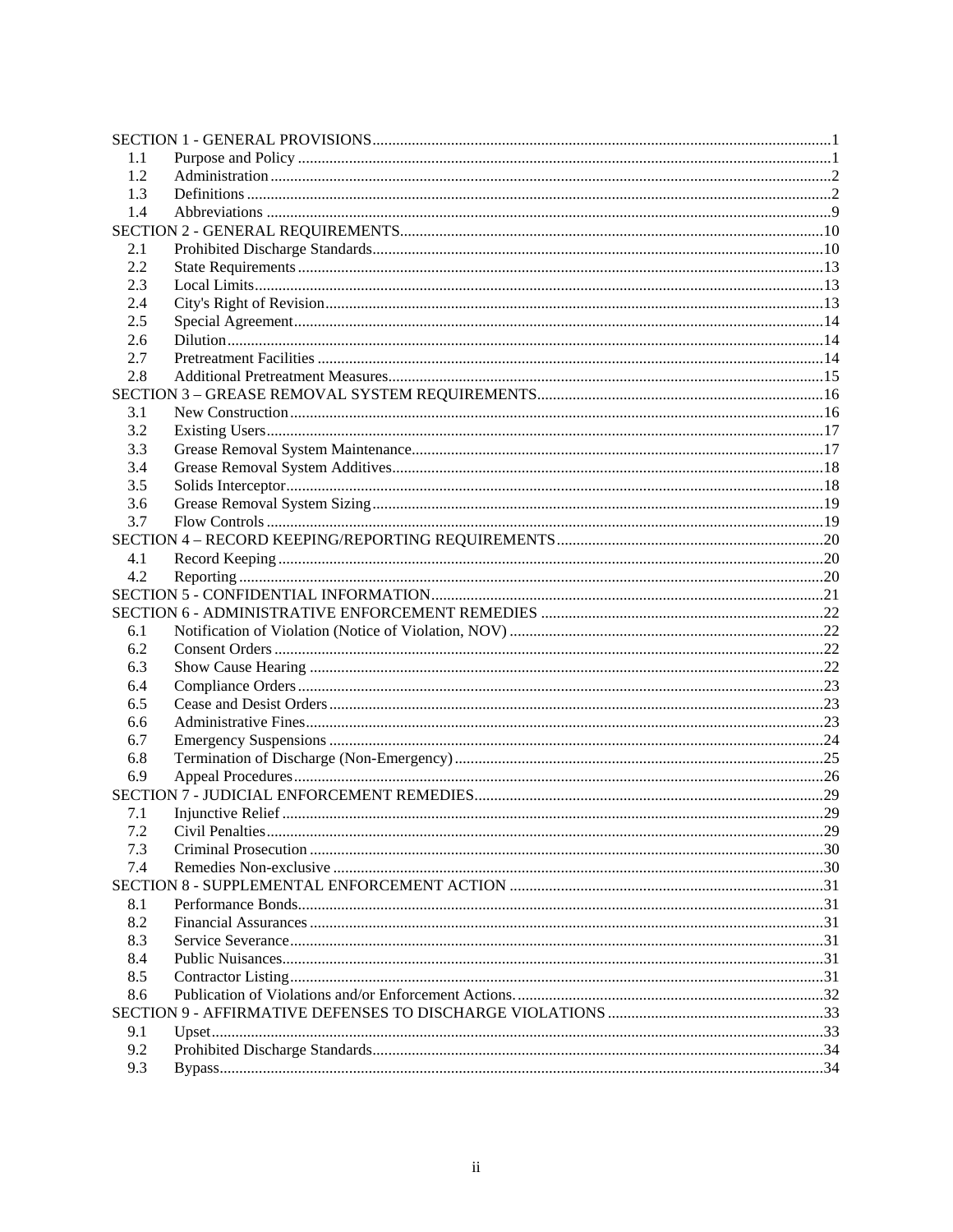| | | |
|---|---|---|
| SECTION 1 - GENERAL PROVISIONS | | 1 |
| 1.1 | Purpose and Policy | 1 |
| 1.2 | Administration | 2 |
| 1.3 | Definitions | 2 |
| 1.4 | Abbreviations | 9 |
| SECTION 2 - GENERAL REQUIREMENTS | | 10 |
| 2.1 | Prohibited Discharge Standards | 10 |
| 2.2 | State Requirements | 13 |
| 2.3 | Local Limits | 13 |
| 2.4 | City's Right of Revision | 13 |
| 2.5 | Special Agreement | 14 |
| 2.6 | Dilution | 14 |
| 2.7 | Pretreatment Facilities | 14 |
| 2.8 | Additional Pretreatment Measures | 15 |
| SECTION 3 – GREASE REMOVAL SYSTEM REQUIREMENTS | | 16 |
| 3.1 | New Construction | 16 |
| 3.2 | Existing Users | 17 |
| 3.3 | Grease Removal System Maintenance | 17 |
| 3.4 | Grease Removal System Additives | 18 |
| 3.5 | Solids Interceptor | 18 |
| 3.6 | Grease Removal System Sizing | 19 |
| 3.7 | Flow Controls | 19 |
| SECTION 4 – RECORD KEEPING/REPORTING REQUIREMENTS | | 20 |
| 4.1 | Record Keeping | 20 |
| 4.2 | Reporting | 20 |
| SECTION 5 - CONFIDENTIAL INFORMATION | | 21 |
| SECTION 6 - ADMINISTRATIVE ENFORCEMENT REMEDIES | | 22 |
| 6.1 | Notification of Violation (Notice of Violation, NOV) | 22 |
| 6.2 | Consent Orders | 22 |
| 6.3 | Show Cause Hearing | 22 |
| 6.4 | Compliance Orders | 23 |
| 6.5 | Cease and Desist Orders | 23 |
| 6.6 | Administrative Fines | 23 |
| 6.7 | Emergency Suspensions | 24 |
| 6.8 | Termination of Discharge (Non-Emergency) | 25 |
| 6.9 | Appeal Procedures | 26 |
| SECTION 7 - JUDICIAL ENFORCEMENT REMEDIES | | 29 |
| 7.1 | Injunctive Relief | 29 |
| 7.2 | Civil Penalties | 29 |
| 7.3 | Criminal Prosecution | 30 |
| 7.4 | Remedies Non-exclusive | 30 |
| SECTION 8 - SUPPLEMENTAL ENFORCEMENT ACTION | | 31 |
| 8.1 | Performance Bonds | 31 |
| 8.2 | Financial Assurances | 31 |
| 8.3 | Service Severance | 31 |
| 8.4 | Public Nuisances | 31 |
| 8.5 | Contractor Listing | 31 |
| 8.6 | Publication of Violations and/or Enforcement Actions. | 32 |
| SECTION 9 - AFFIRMATIVE DEFENSES TO DISCHARGE VIOLATIONS | | 33 |
| 9.1 | Upset | 33 |
| 9.2 | Prohibited Discharge Standards | 34 |
| 9.3 | Bypass | 34 |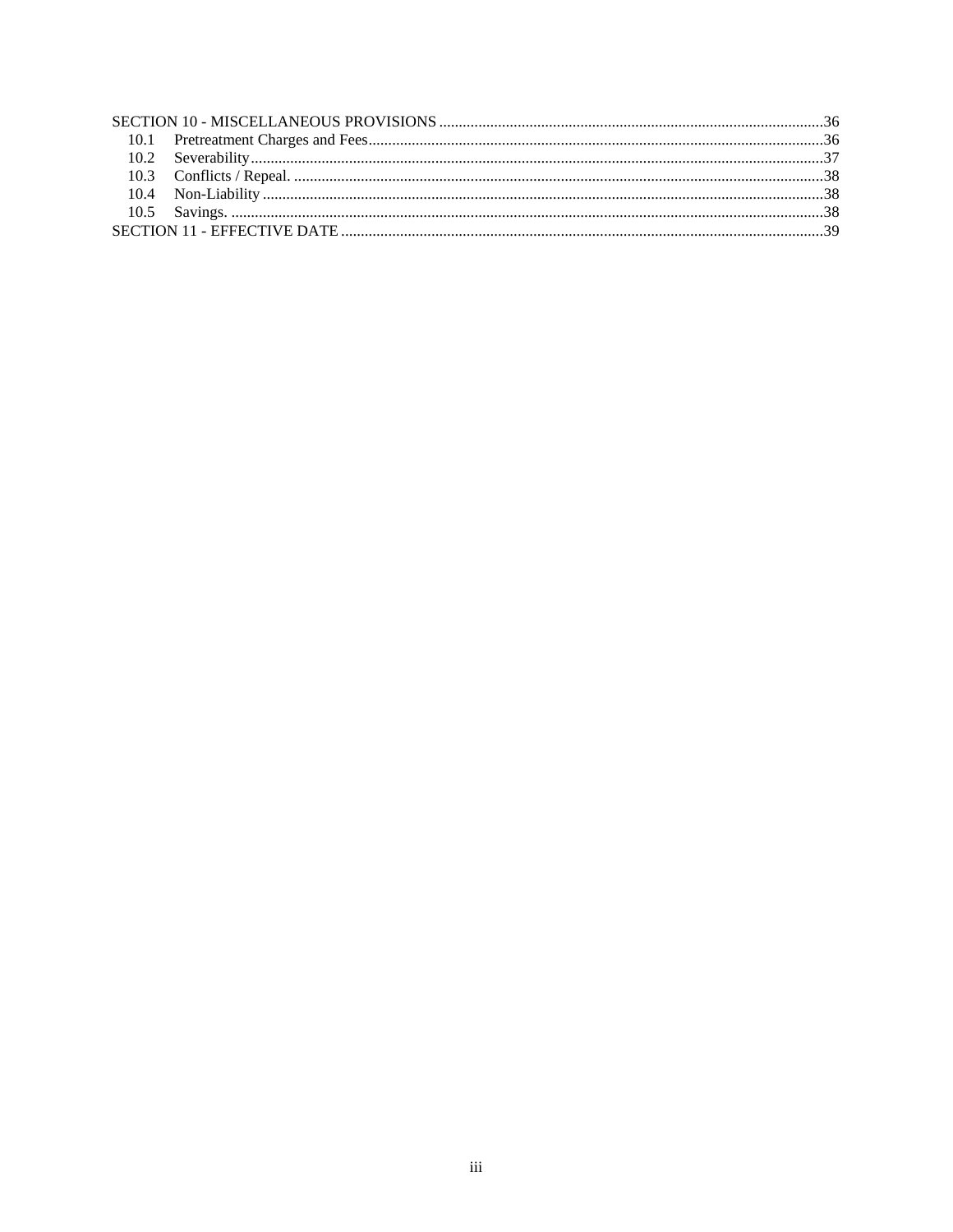SECTION 10 - MISCELLANEOUS PROVISIONS ....................................................................................................36

10.1 Pretreatment Charges and Fees....................................................................................................36

10.2 Severability...................................................................................................................................37

10.3 Conflicts / Repeal. .........................................................................................................................38

10.4 Non-Liability .................................................................................................................................38

10.5 Savings. .........................................................................................................................................38

SECTION 11 - EFFECTIVE DATE ..............................................................................................................39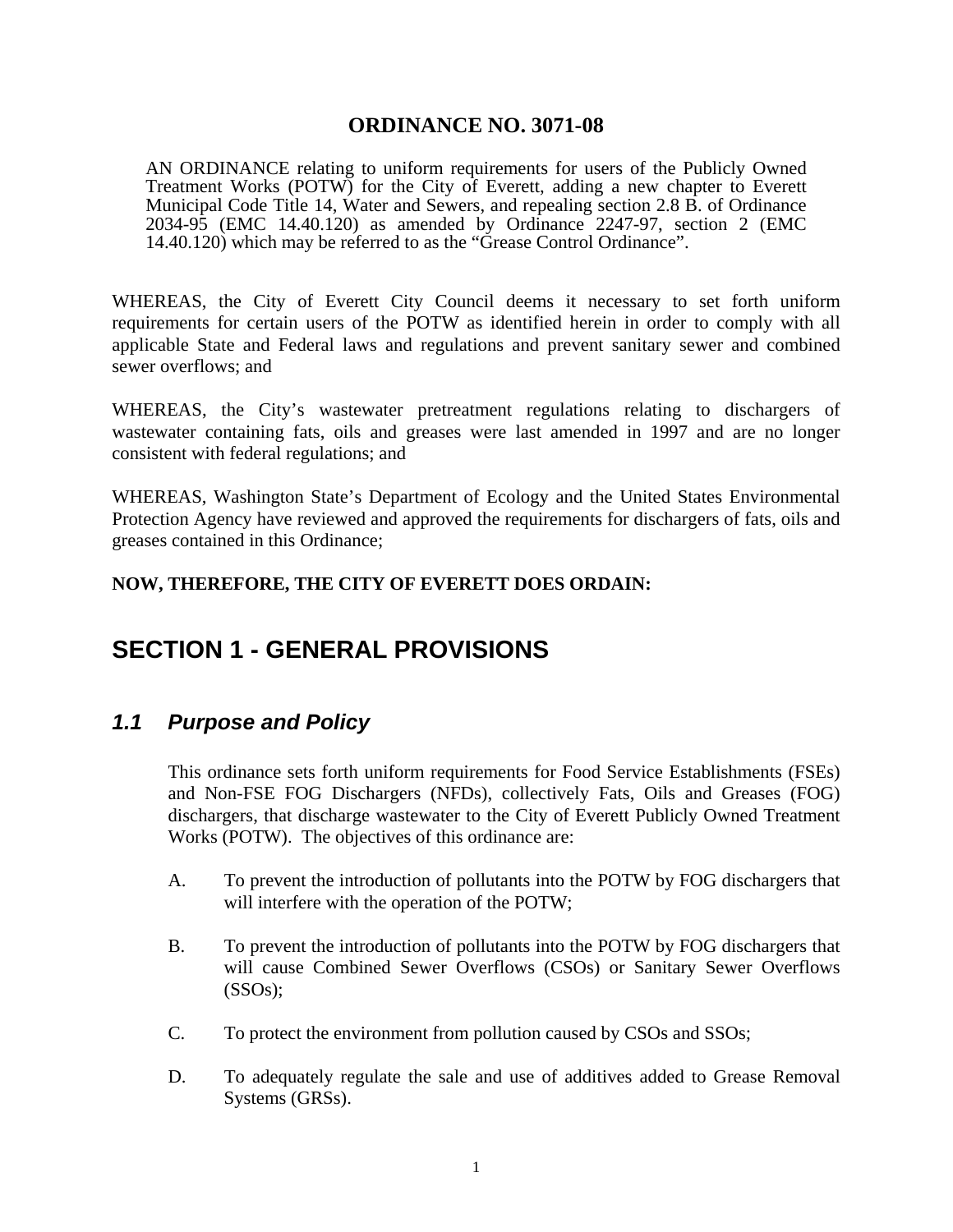# ORDINANCE NO. 3071-08

AN ORDINANCE relating to uniform requirements for users of the Publicly Owned Treatment Works (POTW) for the City of Everett, adding a new chapter to Everett Municipal Code Title 14, Water and Sewers, and repealing section 2.8 B. of Ordinance 2034-95 (EMC 14.40.120) as amended by Ordinance 2247-97, section 2 (EMC 14.40.120) which may be referred to as the "Grease Control Ordinance".

WHEREAS, the City of Everett City Council deems it necessary to set forth uniform requirements for certain users of the POTW as identified herein in order to comply with all applicable State and Federal laws and regulations and prevent sanitary sewer and combined sewer overflows; and

WHEREAS, the City's wastewater pretreatment regulations relating to dischargers of wastewater containing fats, oils and greases were last amended in 1997 and are no longer consistent with federal regulations; and

WHEREAS, Washington State's Department of Ecology and the United States Environmental Protection Agency have reviewed and approved the requirements for dischargers of fats, oils and greases contained in this Ordinance;

**NOW, THEREFORE, THE CITY OF EVERETT DOES ORDAIN:**

## SECTION 1 - GENERAL PROVISIONS

### *1.1 Purpose and Policy*

This ordinance sets forth uniform requirements for Food Service Establishments (FSEs) and Non-FSE FOG Dischargers (NFDs), collectively Fats, Oils and Greases (FOG) dischargers, that discharge wastewater to the City of Everett Publicly Owned Treatment Works (POTW). The objectives of this ordinance are:

A. To prevent the introduction of pollutants into the POTW by FOG dischargers that will interfere with the operation of the POTW;

B. To prevent the introduction of pollutants into the POTW by FOG dischargers that will cause Combined Sewer Overflows (CSOs) or Sanitary Sewer Overflows (SSOs);

C. To protect the environment from pollution caused by CSOs and SSOs;

D. To adequately regulate the sale and use of additives added to Grease Removal Systems (GRSs).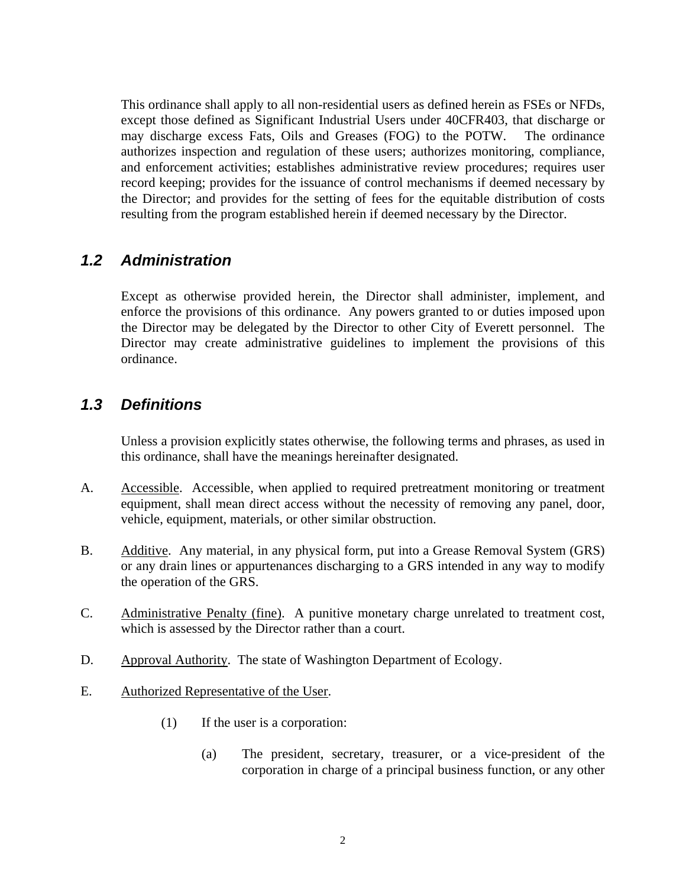This ordinance shall apply to all non-residential users as defined herein as FSEs or NFDs, except those defined as Significant Industrial Users under 40CFR403, that discharge or may discharge excess Fats, Oils and Greases (FOG) to the POTW. The ordinance authorizes inspection and regulation of these users; authorizes monitoring, compliance, and enforcement activities; establishes administrative review procedures; requires user record keeping; provides for the issuance of control mechanisms if deemed necessary by the Director; and provides for the setting of fees for the equitable distribution of costs resulting from the program established herein if deemed necessary by the Director.

## *1.2 Administration*

Except as otherwise provided herein, the Director shall administer, implement, and enforce the provisions of this ordinance. Any powers granted to or duties imposed upon the Director may be delegated by the Director to other City of Everett personnel. The Director may create administrative guidelines to implement the provisions of this ordinance.

## *1.3 Definitions*

Unless a provision explicitly states otherwise, the following terms and phrases, as used in this ordinance, shall have the meanings hereinafter designated.

A. Accessible. Accessible, when applied to required pretreatment monitoring or treatment equipment, shall mean direct access without the necessity of removing any panel, door, vehicle, equipment, materials, or other similar obstruction.

B. Additive. Any material, in any physical form, put into a Grease Removal System (GRS) or any drain lines or appurtenances discharging to a GRS intended in any way to modify the operation of the GRS.

C. Administrative Penalty (fine). A punitive monetary charge unrelated to treatment cost, which is assessed by the Director rather than a court.

D. Approval Authority. The state of Washington Department of Ecology.

E. Authorized Representative of the User.

(1) If the user is a corporation:

(a) The president, secretary, treasurer, or a vice-president of the corporation in charge of a principal business function, or any other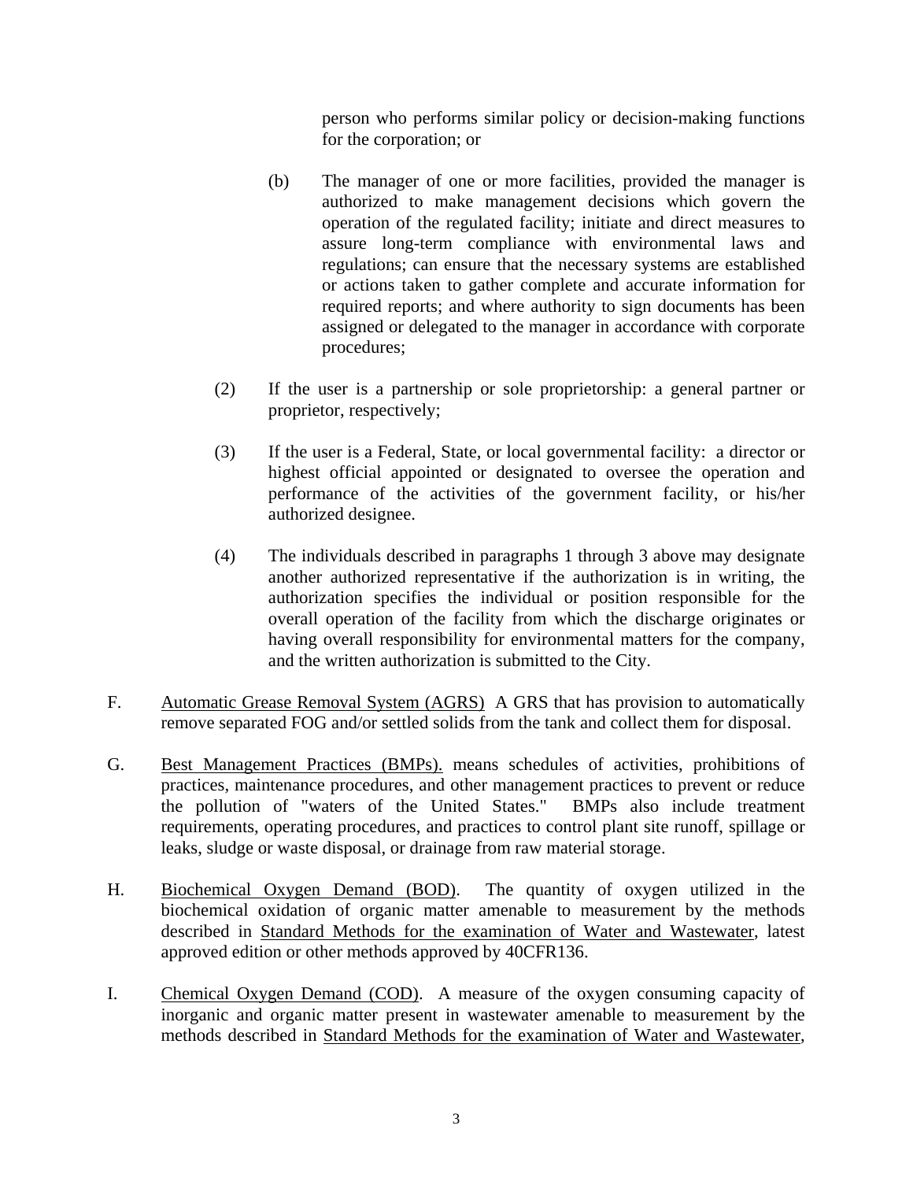person who performs similar policy or decision-making functions for the corporation; or

(b) The manager of one or more facilities, provided the manager is authorized to make management decisions which govern the operation of the regulated facility; initiate and direct measures to assure long-term compliance with environmental laws and regulations; can ensure that the necessary systems are established or actions taken to gather complete and accurate information for required reports; and where authority to sign documents has been assigned or delegated to the manager in accordance with corporate procedures;

(2) If the user is a partnership or sole proprietorship: a general partner or proprietor, respectively;

(3) If the user is a Federal, State, or local governmental facility: a director or highest official appointed or designated to oversee the operation and performance of the activities of the government facility, or his/her authorized designee.

(4) The individuals described in paragraphs 1 through 3 above may designate another authorized representative if the authorization is in writing, the authorization specifies the individual or position responsible for the overall operation of the facility from which the discharge originates or having overall responsibility for environmental matters for the company, and the written authorization is submitted to the City.

F. <u>Automatic Grease Removal System (AGRS)</u> A GRS that has provision to automatically remove separated FOG and/or settled solids from the tank and collect them for disposal.

G. <u>Best Management Practices (BMPs).</u> means schedules of activities, prohibitions of practices, maintenance procedures, and other management practices to prevent or reduce the pollution of "waters of the United States." BMPs also include treatment requirements, operating procedures, and practices to control plant site runoff, spillage or leaks, sludge or waste disposal, or drainage from raw material storage.

H. <u>Biochemical Oxygen Demand (BOD)</u>. The quantity of oxygen utilized in the biochemical oxidation of organic matter amenable to measurement by the methods described in <u>Standard Methods for the examination of Water and Wastewater</u>, latest approved edition or other methods approved by 40CFR136.

I. <u>Chemical Oxygen Demand (COD)</u>. A measure of the oxygen consuming capacity of inorganic and organic matter present in wastewater amenable to measurement by the methods described in <u>Standard Methods for the examination of Water and Wastewater</u>,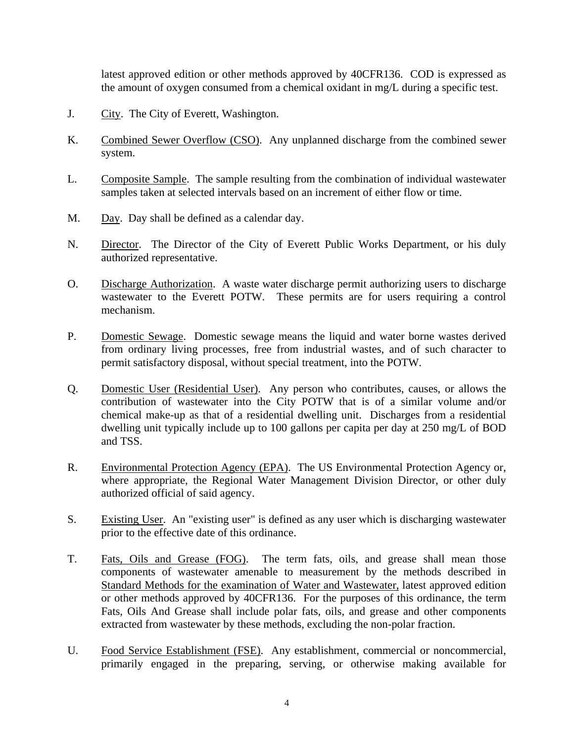latest approved edition or other methods approved by 40CFR136. COD is expressed as the amount of oxygen consumed from a chemical oxidant in mg/L during a specific test.

J. City. The City of Everett, Washington.

K. Combined Sewer Overflow (CSO). Any unplanned discharge from the combined sewer system.

L. Composite Sample. The sample resulting from the combination of individual wastewater samples taken at selected intervals based on an increment of either flow or time.

M. Day. Day shall be defined as a calendar day.

N. Director. The Director of the City of Everett Public Works Department, or his duly authorized representative.

O. Discharge Authorization. A waste water discharge permit authorizing users to discharge wastewater to the Everett POTW. These permits are for users requiring a control mechanism.

P. Domestic Sewage. Domestic sewage means the liquid and water borne wastes derived from ordinary living processes, free from industrial wastes, and of such character to permit satisfactory disposal, without special treatment, into the POTW.

Q. Domestic User (Residential User). Any person who contributes, causes, or allows the contribution of wastewater into the City POTW that is of a similar volume and/or chemical make-up as that of a residential dwelling unit. Discharges from a residential dwelling unit typically include up to 100 gallons per capita per day at 250 mg/L of BOD and TSS.

R. Environmental Protection Agency (EPA). The US Environmental Protection Agency or, where appropriate, the Regional Water Management Division Director, or other duly authorized official of said agency.

S. Existing User. An "existing user" is defined as any user which is discharging wastewater prior to the effective date of this ordinance.

T. Fats, Oils and Grease (FOG). The term fats, oils, and grease shall mean those components of wastewater amenable to measurement by the methods described in Standard Methods for the examination of Water and Wastewater, latest approved edition or other methods approved by 40CFR136. For the purposes of this ordinance, the term Fats, Oils And Grease shall include polar fats, oils, and grease and other components extracted from wastewater by these methods, excluding the non-polar fraction.

U. Food Service Establishment (FSE). Any establishment, commercial or noncommercial, primarily engaged in the preparing, serving, or otherwise making available for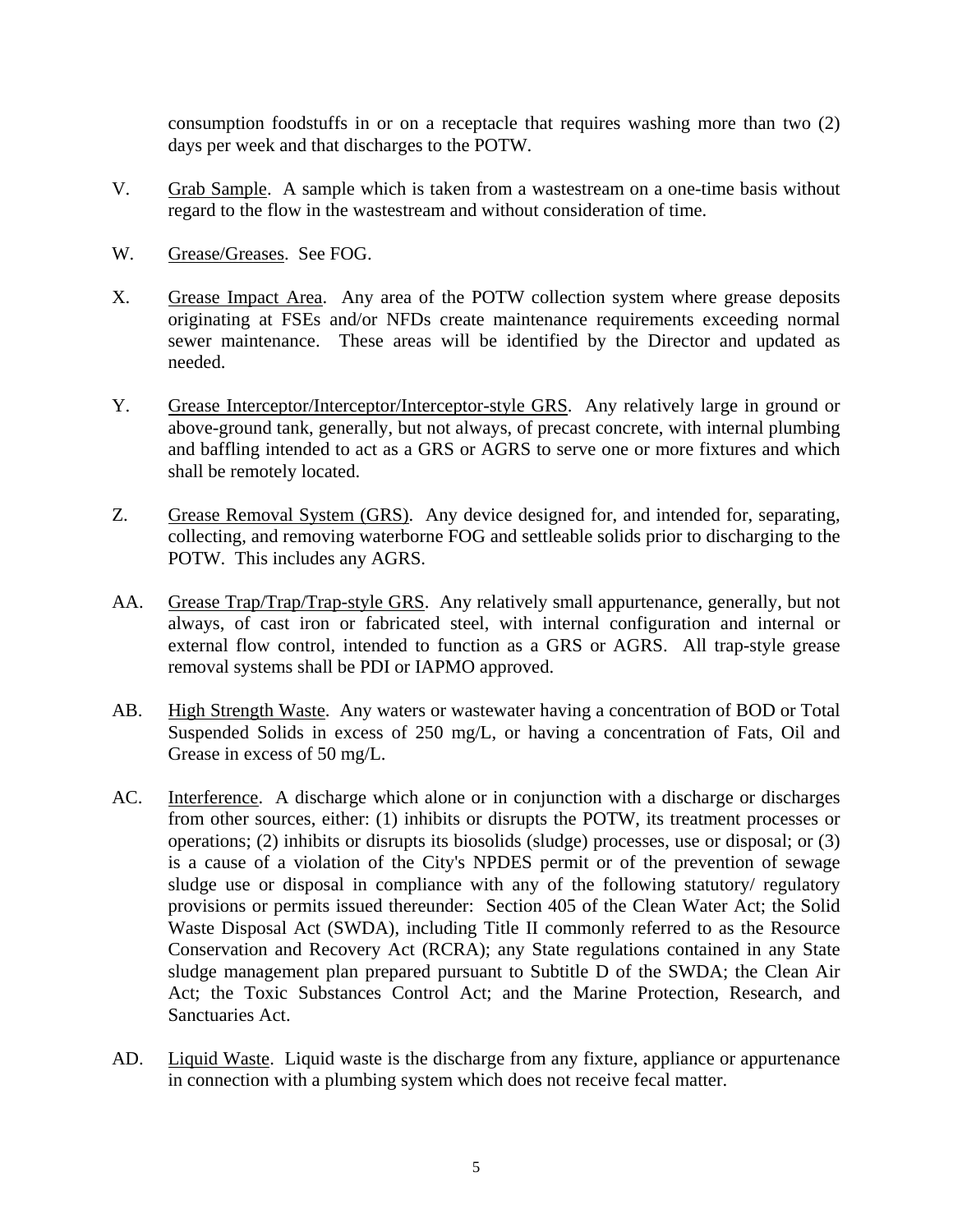consumption foodstuffs in or on a receptacle that requires washing more than two (2) days per week and that discharges to the POTW.

V. Grab Sample. A sample which is taken from a wastestream on a one-time basis without regard to the flow in the wastestream and without consideration of time.

W. Grease/Greases. See FOG.

X. Grease Impact Area. Any area of the POTW collection system where grease deposits originating at FSEs and/or NFDs create maintenance requirements exceeding normal sewer maintenance. These areas will be identified by the Director and updated as needed.

Y. Grease Interceptor/Interceptor/Interceptor-style GRS. Any relatively large in ground or above-ground tank, generally, but not always, of precast concrete, with internal plumbing and baffling intended to act as a GRS or AGRS to serve one or more fixtures and which shall be remotely located.

Z. Grease Removal System (GRS). Any device designed for, and intended for, separating, collecting, and removing waterborne FOG and settleable solids prior to discharging to the POTW. This includes any AGRS.

AA. Grease Trap/Trap/Trap-style GRS. Any relatively small appurtenance, generally, but not always, of cast iron or fabricated steel, with internal configuration and internal or external flow control, intended to function as a GRS or AGRS. All trap-style grease removal systems shall be PDI or IAPMO approved.

AB. High Strength Waste. Any waters or wastewater having a concentration of BOD or Total Suspended Solids in excess of 250 mg/L, or having a concentration of Fats, Oil and Grease in excess of 50 mg/L.

AC. Interference. A discharge which alone or in conjunction with a discharge or discharges from other sources, either: (1) inhibits or disrupts the POTW, its treatment processes or operations; (2) inhibits or disrupts its biosolids (sludge) processes, use or disposal; or (3) is a cause of a violation of the City's NPDES permit or of the prevention of sewage sludge use or disposal in compliance with any of the following statutory/ regulatory provisions or permits issued thereunder: Section 405 of the Clean Water Act; the Solid Waste Disposal Act (SWDA), including Title II commonly referred to as the Resource Conservation and Recovery Act (RCRA); any State regulations contained in any State sludge management plan prepared pursuant to Subtitle D of the SWDA; the Clean Air Act; the Toxic Substances Control Act; and the Marine Protection, Research, and Sanctuaries Act.

AD. Liquid Waste. Liquid waste is the discharge from any fixture, appliance or appurtenance in connection with a plumbing system which does not receive fecal matter.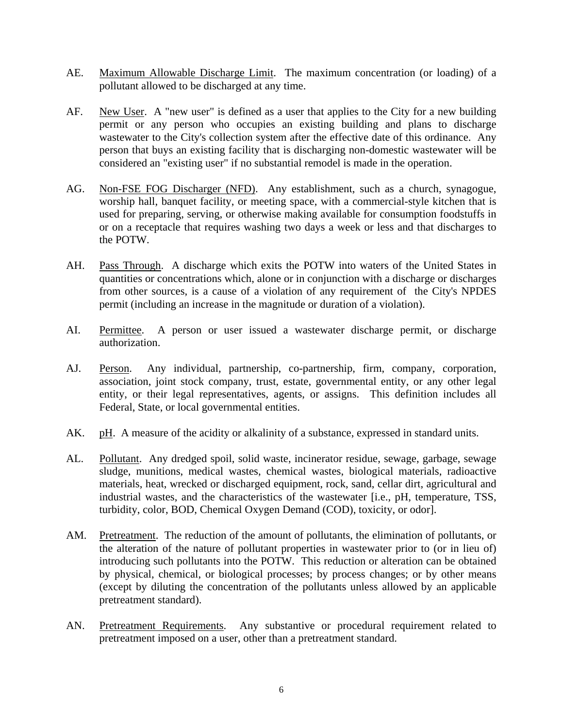AE. Maximum Allowable Discharge Limit. The maximum concentration (or loading) of a pollutant allowed to be discharged at any time.

AF. New User. A "new user" is defined as a user that applies to the City for a new building permit or any person who occupies an existing building and plans to discharge wastewater to the City's collection system after the effective date of this ordinance. Any person that buys an existing facility that is discharging non-domestic wastewater will be considered an "existing user" if no substantial remodel is made in the operation.

AG. Non-FSE FOG Discharger (NFD). Any establishment, such as a church, synagogue, worship hall, banquet facility, or meeting space, with a commercial-style kitchen that is used for preparing, serving, or otherwise making available for consumption foodstuffs in or on a receptacle that requires washing two days a week or less and that discharges to the POTW.

AH. Pass Through. A discharge which exits the POTW into waters of the United States in quantities or concentrations which, alone or in conjunction with a discharge or discharges from other sources, is a cause of a violation of any requirement of the City's NPDES permit (including an increase in the magnitude or duration of a violation).

AI. Permittee. A person or user issued a wastewater discharge permit, or discharge authorization.

AJ. Person. Any individual, partnership, co-partnership, firm, company, corporation, association, joint stock company, trust, estate, governmental entity, or any other legal entity, or their legal representatives, agents, or assigns. This definition includes all Federal, State, or local governmental entities.

AK. pH. A measure of the acidity or alkalinity of a substance, expressed in standard units.

AL. Pollutant. Any dredged spoil, solid waste, incinerator residue, sewage, garbage, sewage sludge, munitions, medical wastes, chemical wastes, biological materials, radioactive materials, heat, wrecked or discharged equipment, rock, sand, cellar dirt, agricultural and industrial wastes, and the characteristics of the wastewater [i.e., pH, temperature, TSS, turbidity, color, BOD, Chemical Oxygen Demand (COD), toxicity, or odor].

AM. Pretreatment. The reduction of the amount of pollutants, the elimination of pollutants, or the alteration of the nature of pollutant properties in wastewater prior to (or in lieu of) introducing such pollutants into the POTW. This reduction or alteration can be obtained by physical, chemical, or biological processes; by process changes; or by other means (except by diluting the concentration of the pollutants unless allowed by an applicable pretreatment standard).

AN. Pretreatment Requirements. Any substantive or procedural requirement related to pretreatment imposed on a user, other than a pretreatment standard.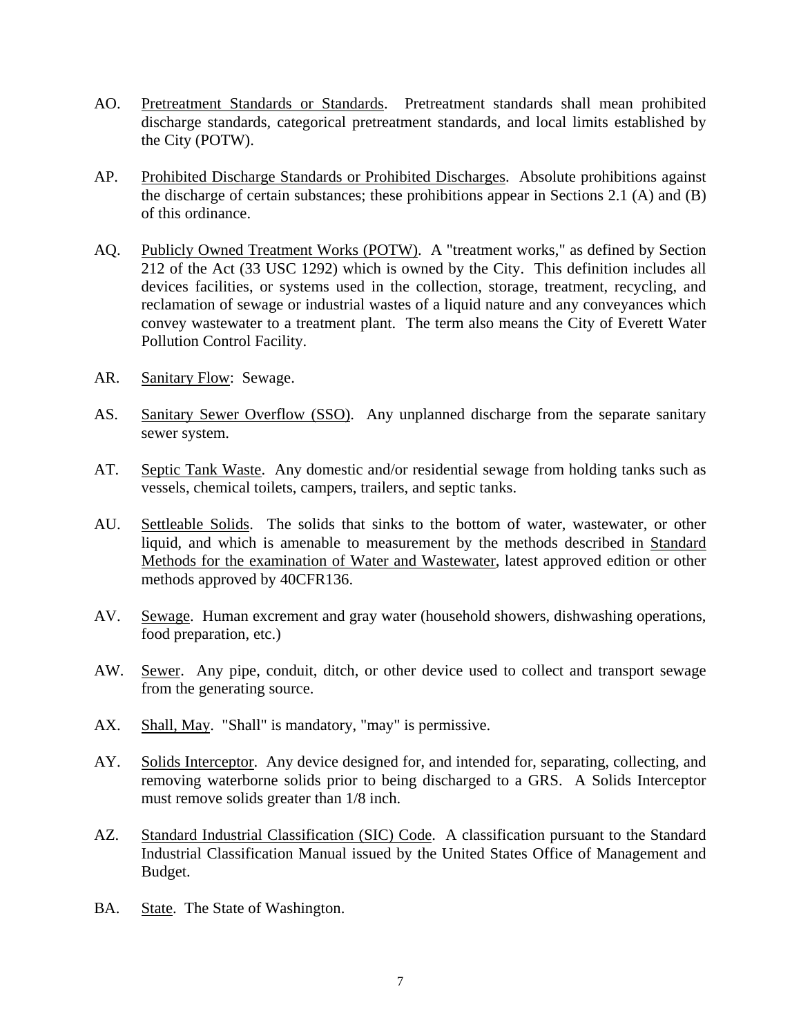AO. Pretreatment Standards or Standards. Pretreatment standards shall mean prohibited discharge standards, categorical pretreatment standards, and local limits established by the City (POTW).

AP. Prohibited Discharge Standards or Prohibited Discharges. Absolute prohibitions against the discharge of certain substances; these prohibitions appear in Sections 2.1 (A) and (B) of this ordinance.

AQ. Publicly Owned Treatment Works (POTW). A "treatment works," as defined by Section 212 of the Act (33 USC 1292) which is owned by the City. This definition includes all devices facilities, or systems used in the collection, storage, treatment, recycling, and reclamation of sewage or industrial wastes of a liquid nature and any conveyances which convey wastewater to a treatment plant. The term also means the City of Everett Water Pollution Control Facility.

AR. Sanitary Flow: Sewage.

AS. Sanitary Sewer Overflow (SSO). Any unplanned discharge from the separate sanitary sewer system.

AT. Septic Tank Waste. Any domestic and/or residential sewage from holding tanks such as vessels, chemical toilets, campers, trailers, and septic tanks.

AU. Settleable Solids. The solids that sinks to the bottom of water, wastewater, or other liquid, and which is amenable to measurement by the methods described in Standard Methods for the examination of Water and Wastewater, latest approved edition or other methods approved by 40CFR136.

AV. Sewage. Human excrement and gray water (household showers, dishwashing operations, food preparation, etc.)

AW. Sewer. Any pipe, conduit, ditch, or other device used to collect and transport sewage from the generating source.

AX. Shall, May. "Shall" is mandatory, "may" is permissive.

AY. Solids Interceptor. Any device designed for, and intended for, separating, collecting, and removing waterborne solids prior to being discharged to a GRS. A Solids Interceptor must remove solids greater than 1/8 inch.

AZ. Standard Industrial Classification (SIC) Code. A classification pursuant to the Standard Industrial Classification Manual issued by the United States Office of Management and Budget.

BA. State. The State of Washington.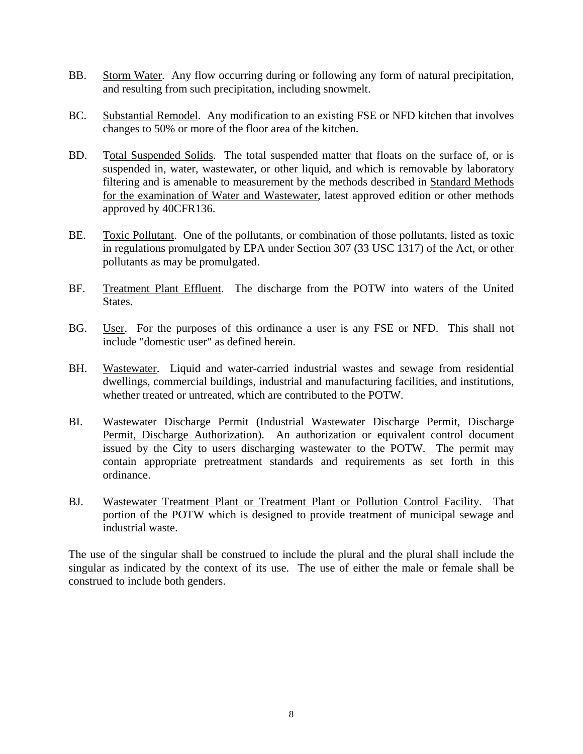BB. <u>Storm Water</u>. Any flow occurring during or following any form of natural precipitation, and resulting from such precipitation, including snowmelt.

BC. <u>Substantial Remodel</u>. Any modification to an existing FSE or NFD kitchen that involves changes to 50% or more of the floor area of the kitchen.

BD. <u>Total Suspended Solids</u>. The total suspended matter that floats on the surface of, or is suspended in, water, wastewater, or other liquid, and which is removable by laboratory filtering and is amenable to measurement by the methods described in <u>Standard Methods for the examination of Water and Wastewater</u>, latest approved edition or other methods approved by 40CFR136.

BE. <u>Toxic Pollutant</u>. One of the pollutants, or combination of those pollutants, listed as toxic in regulations promulgated by EPA under Section 307 (33 USC 1317) of the Act, or other pollutants as may be promulgated.

BF. <u>Treatment Plant Effluent</u>. The discharge from the POTW into waters of the United States.

BG. <u>User</u>. For the purposes of this ordinance a user is any FSE or NFD. This shall not include "domestic user" as defined herein.

BH. <u>Wastewater</u>. Liquid and water-carried industrial wastes and sewage from residential dwellings, commercial buildings, industrial and manufacturing facilities, and institutions, whether treated or untreated, which are contributed to the POTW.

BI. <u>Wastewater Discharge Permit (Industrial Wastewater Discharge Permit, Discharge Permit, Discharge Authorization)</u>. An authorization or equivalent control document issued by the City to users discharging wastewater to the POTW. The permit may contain appropriate pretreatment standards and requirements as set forth in this ordinance.

BJ. <u>Wastewater Treatment Plant or Treatment Plant or Pollution Control Facility</u>. That portion of the POTW which is designed to provide treatment of municipal sewage and industrial waste.

The use of the singular shall be construed to include the plural and the plural shall include the singular as indicated by the context of its use. The use of either the male or female shall be construed to include both genders.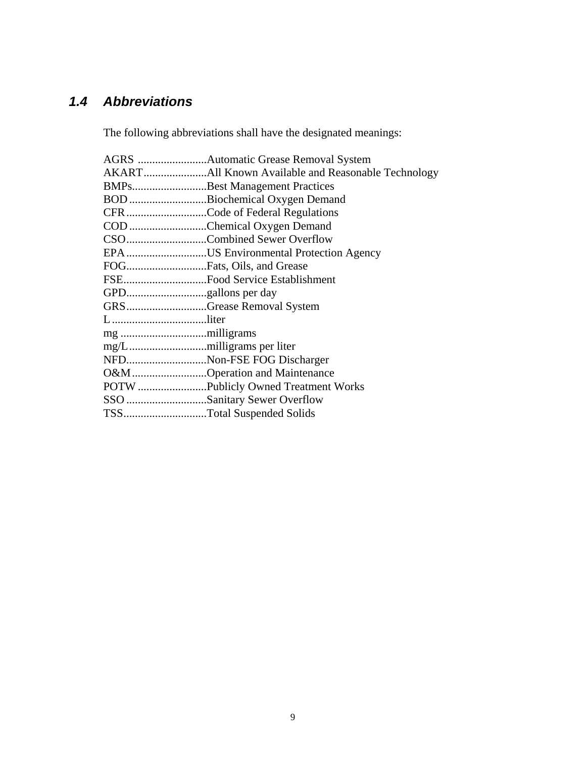## 1.4 *Abbreviations*

The following abbreviations shall have the designated meanings:

AGRS ........................Automatic Grease Removal System
AKART......................All Known Available and Reasonable Technology
BMPs..........................Best Management Practices
BOD...........................Biochemical Oxygen Demand
CFR............................Code of Federal Regulations
COD...........................Chemical Oxygen Demand
CSO............................Combined Sewer Overflow
EPA............................US Environmental Protection Agency
FOG............................Fats, Oils, and Grease
FSE.............................Food Service Establishment
GPD............................gallons per day
GRS............................Grease Removal System
L.................................liter
mg ..............................milligrams
mg/L...........................milligrams per liter
NFD............................Non-FSE FOG Discharger
O&M..........................Operation and Maintenance
POTW........................Publicly Owned Treatment Works
SSO............................Sanitary Sewer Overflow
TSS.............................Total Suspended Solids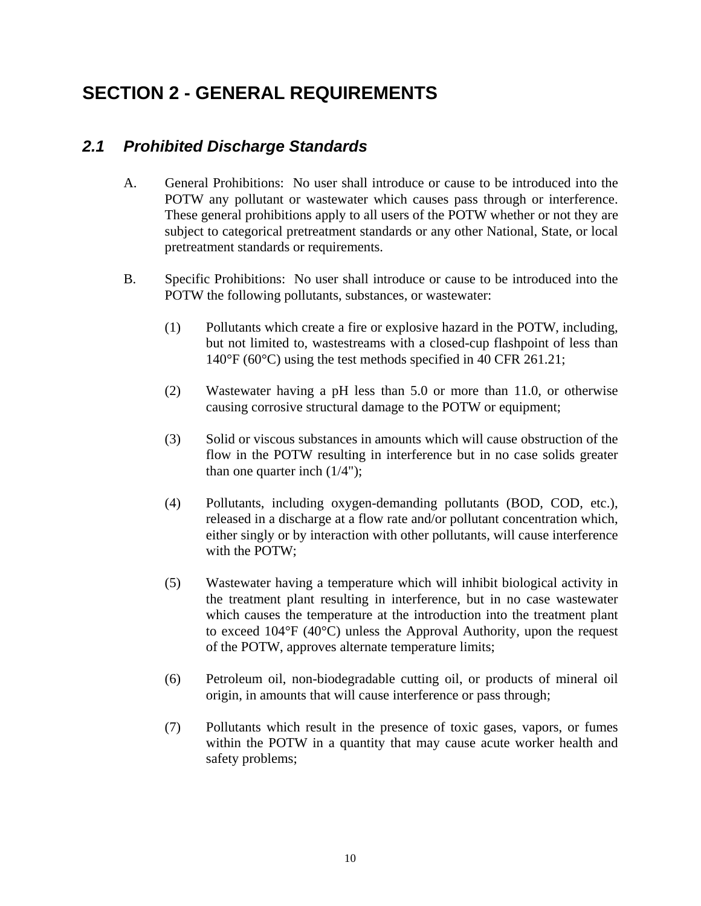# SECTION 2 - GENERAL REQUIREMENTS

## *2.1 Prohibited Discharge Standards*

A. General Prohibitions: No user shall introduce or cause to be introduced into the POTW any pollutant or wastewater which causes pass through or interference. These general prohibitions apply to all users of the POTW whether or not they are subject to categorical pretreatment standards or any other National, State, or local pretreatment standards or requirements.

B. Specific Prohibitions: No user shall introduce or cause to be introduced into the POTW the following pollutants, substances, or wastewater:

(1) Pollutants which create a fire or explosive hazard in the POTW, including, but not limited to, wastestreams with a closed-cup flashpoint of less than 140°F (60°C) using the test methods specified in 40 CFR 261.21;

(2) Wastewater having a pH less than 5.0 or more than 11.0, or otherwise causing corrosive structural damage to the POTW or equipment;

(3) Solid or viscous substances in amounts which will cause obstruction of the flow in the POTW resulting in interference but in no case solids greater than one quarter inch (1/4");

(4) Pollutants, including oxygen-demanding pollutants (BOD, COD, etc.), released in a discharge at a flow rate and/or pollutant concentration which, either singly or by interaction with other pollutants, will cause interference with the POTW;

(5) Wastewater having a temperature which will inhibit biological activity in the treatment plant resulting in interference, but in no case wastewater which causes the temperature at the introduction into the treatment plant to exceed 104°F (40°C) unless the Approval Authority, upon the request of the POTW, approves alternate temperature limits;

(6) Petroleum oil, non-biodegradable cutting oil, or products of mineral oil origin, in amounts that will cause interference or pass through;

(7) Pollutants which result in the presence of toxic gases, vapors, or fumes within the POTW in a quantity that may cause acute worker health and safety problems;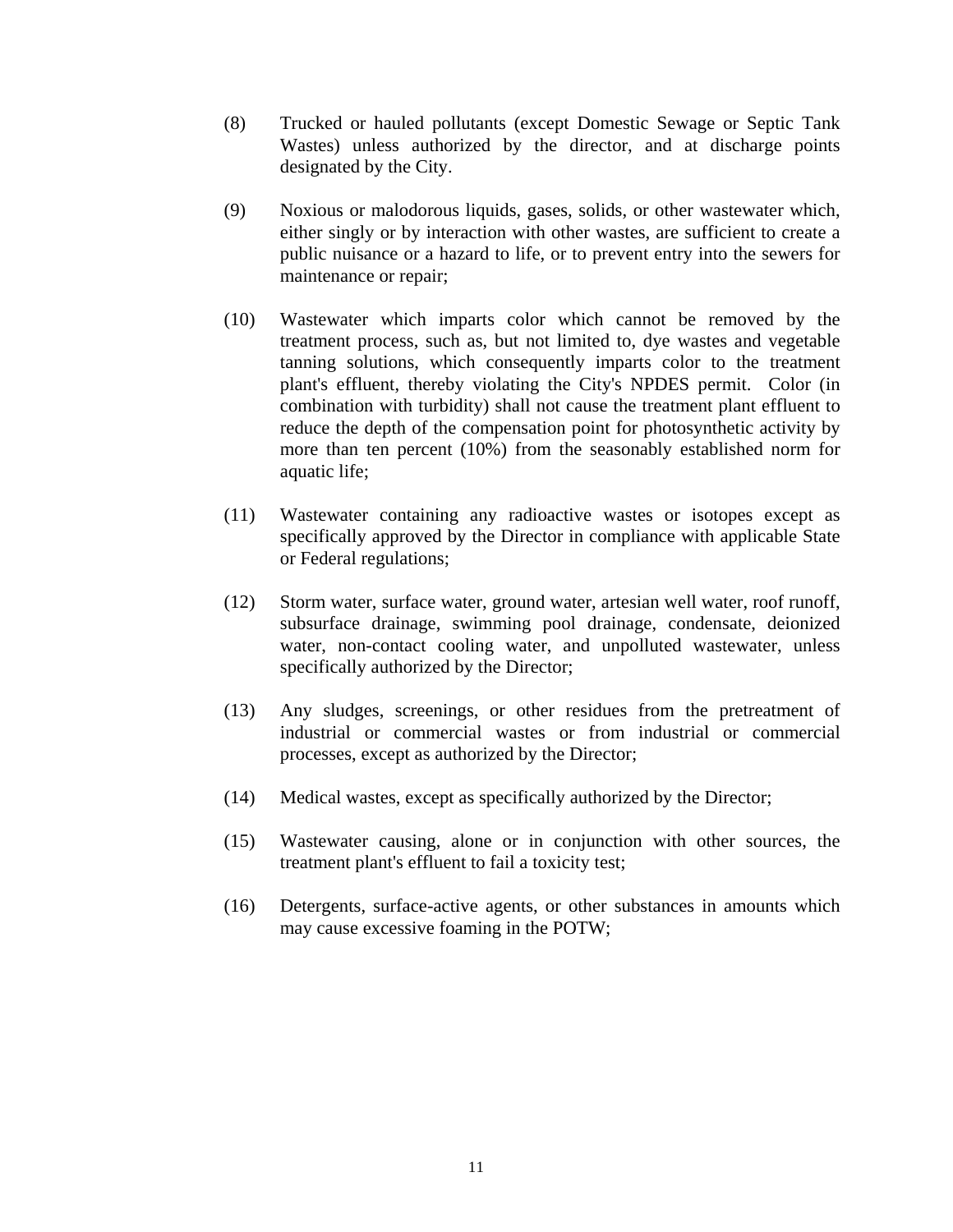(8) Trucked or hauled pollutants (except Domestic Sewage or Septic Tank Wastes) unless authorized by the director, and at discharge points designated by the City.

(9) Noxious or malodorous liquids, gases, solids, or other wastewater which, either singly or by interaction with other wastes, are sufficient to create a public nuisance or a hazard to life, or to prevent entry into the sewers for maintenance or repair;

(10) Wastewater which imparts color which cannot be removed by the treatment process, such as, but not limited to, dye wastes and vegetable tanning solutions, which consequently imparts color to the treatment plant's effluent, thereby violating the City's NPDES permit. Color (in combination with turbidity) shall not cause the treatment plant effluent to reduce the depth of the compensation point for photosynthetic activity by more than ten percent (10%) from the seasonably established norm for aquatic life;

(11) Wastewater containing any radioactive wastes or isotopes except as specifically approved by the Director in compliance with applicable State or Federal regulations;

(12) Storm water, surface water, ground water, artesian well water, roof runoff, subsurface drainage, swimming pool drainage, condensate, deionized water, non-contact cooling water, and unpolluted wastewater, unless specifically authorized by the Director;

(13) Any sludges, screenings, or other residues from the pretreatment of industrial or commercial wastes or from industrial or commercial processes, except as authorized by the Director;

(14) Medical wastes, except as specifically authorized by the Director;

(15) Wastewater causing, alone or in conjunction with other sources, the treatment plant's effluent to fail a toxicity test;

(16) Detergents, surface-active agents, or other substances in amounts which may cause excessive foaming in the POTW;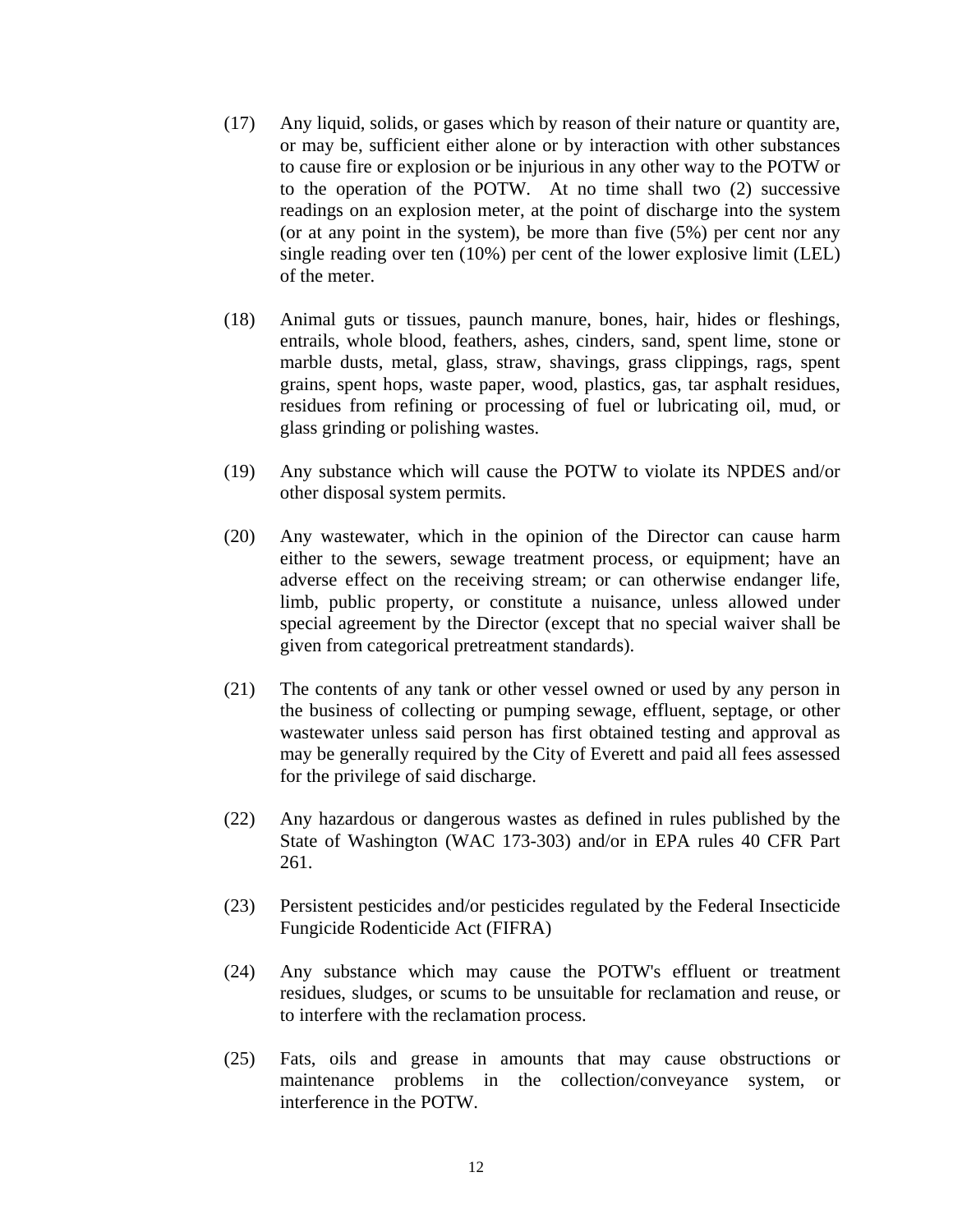(17) Any liquid, solids, or gases which by reason of their nature or quantity are, or may be, sufficient either alone or by interaction with other substances to cause fire or explosion or be injurious in any other way to the POTW or to the operation of the POTW. At no time shall two (2) successive readings on an explosion meter, at the point of discharge into the system (or at any point in the system), be more than five (5%) per cent nor any single reading over ten (10%) per cent of the lower explosive limit (LEL) of the meter.

(18) Animal guts or tissues, paunch manure, bones, hair, hides or fleshings, entrails, whole blood, feathers, ashes, cinders, sand, spent lime, stone or marble dusts, metal, glass, straw, shavings, grass clippings, rags, spent grains, spent hops, waste paper, wood, plastics, gas, tar asphalt residues, residues from refining or processing of fuel or lubricating oil, mud, or glass grinding or polishing wastes.

(19) Any substance which will cause the POTW to violate its NPDES and/or other disposal system permits.

(20) Any wastewater, which in the opinion of the Director can cause harm either to the sewers, sewage treatment process, or equipment; have an adverse effect on the receiving stream; or can otherwise endanger life, limb, public property, or constitute a nuisance, unless allowed under special agreement by the Director (except that no special waiver shall be given from categorical pretreatment standards).

(21) The contents of any tank or other vessel owned or used by any person in the business of collecting or pumping sewage, effluent, septage, or other wastewater unless said person has first obtained testing and approval as may be generally required by the City of Everett and paid all fees assessed for the privilege of said discharge.

(22) Any hazardous or dangerous wastes as defined in rules published by the State of Washington (WAC 173-303) and/or in EPA rules 40 CFR Part 261.

(23) Persistent pesticides and/or pesticides regulated by the Federal Insecticide Fungicide Rodenticide Act (FIFRA)

(24) Any substance which may cause the POTW's effluent or treatment residues, sludges, or scums to be unsuitable for reclamation and reuse, or to interfere with the reclamation process.

(25) Fats, oils and grease in amounts that may cause obstructions or maintenance problems in the collection/conveyance system, or interference in the POTW.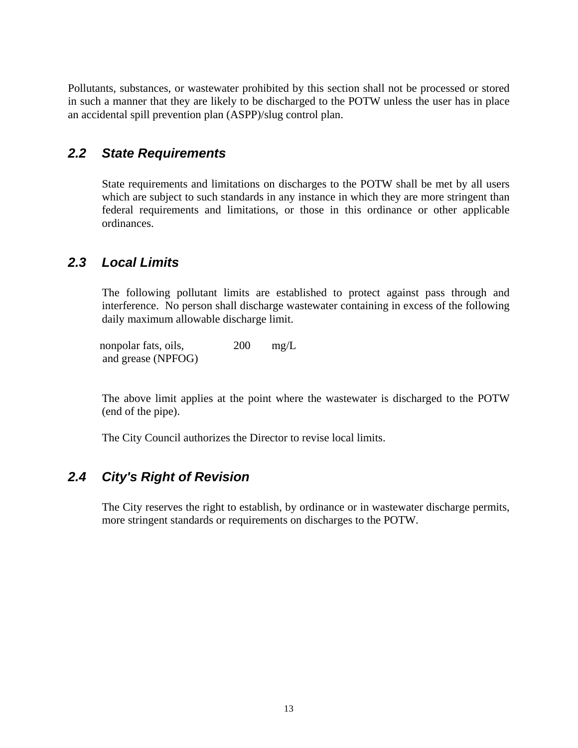Pollutants, substances, or wastewater prohibited by this section shall not be processed or stored in such a manner that they are likely to be discharged to the POTW unless the user has in place an accidental spill prevention plan (ASPP)/slug control plan.

## *2.2 State Requirements*

State requirements and limitations on discharges to the POTW shall be met by all users which are subject to such standards in any instance in which they are more stringent than federal requirements and limitations, or those in this ordinance or other applicable ordinances.

## *2.3 Local Limits*

The following pollutant limits are established to protect against pass through and interference. No person shall discharge wastewater containing in excess of the following daily maximum allowable discharge limit.

| | | |
|---|---|---|
| nonpolar fats, oils, and grease (NPFOG) | 200 | mg/L |

The above limit applies at the point where the wastewater is discharged to the POTW (end of the pipe).

The City Council authorizes the Director to revise local limits.

## *2.4 City's Right of Revision*

The City reserves the right to establish, by ordinance or in wastewater discharge permits, more stringent standards or requirements on discharges to the POTW.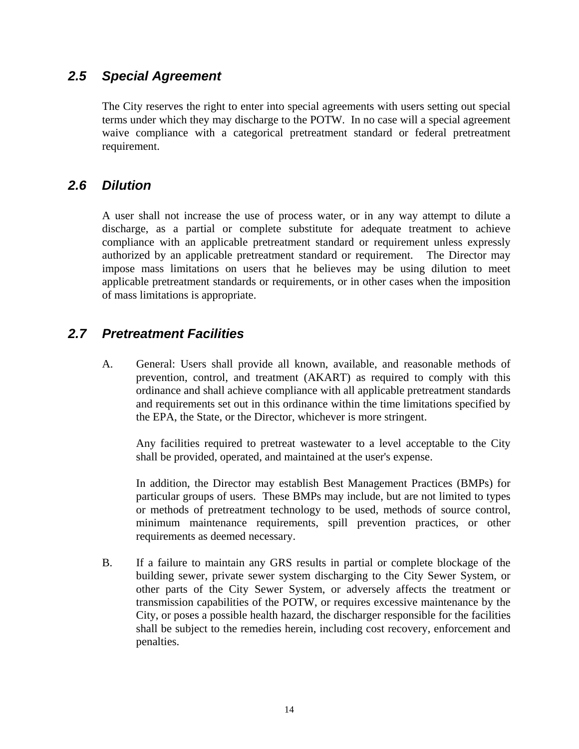## *2.5 Special Agreement*

The City reserves the right to enter into special agreements with users setting out special terms under which they may discharge to the POTW. In no case will a special agreement waive compliance with a categorical pretreatment standard or federal pretreatment requirement.

## *2.6 Dilution*

A user shall not increase the use of process water, or in any way attempt to dilute a discharge, as a partial or complete substitute for adequate treatment to achieve compliance with an applicable pretreatment standard or requirement unless expressly authorized by an applicable pretreatment standard or requirement. The Director may impose mass limitations on users that he believes may be using dilution to meet applicable pretreatment standards or requirements, or in other cases when the imposition of mass limitations is appropriate.

## *2.7 Pretreatment Facilities*

A. General: Users shall provide all known, available, and reasonable methods of prevention, control, and treatment (AKART) as required to comply with this ordinance and shall achieve compliance with all applicable pretreatment standards and requirements set out in this ordinance within the time limitations specified by the EPA, the State, or the Director, whichever is more stringent.

   Any facilities required to pretreat wastewater to a level acceptable to the City shall be provided, operated, and maintained at the user's expense.

   In addition, the Director may establish Best Management Practices (BMPs) for particular groups of users. These BMPs may include, but are not limited to types or methods of pretreatment technology to be used, methods of source control, minimum maintenance requirements, spill prevention practices, or other requirements as deemed necessary.

B. If a failure to maintain any GRS results in partial or complete blockage of the building sewer, private sewer system discharging to the City Sewer System, or other parts of the City Sewer System, or adversely affects the treatment or transmission capabilities of the POTW, or requires excessive maintenance by the City, or poses a possible health hazard, the discharger responsible for the facilities shall be subject to the remedies herein, including cost recovery, enforcement and penalties.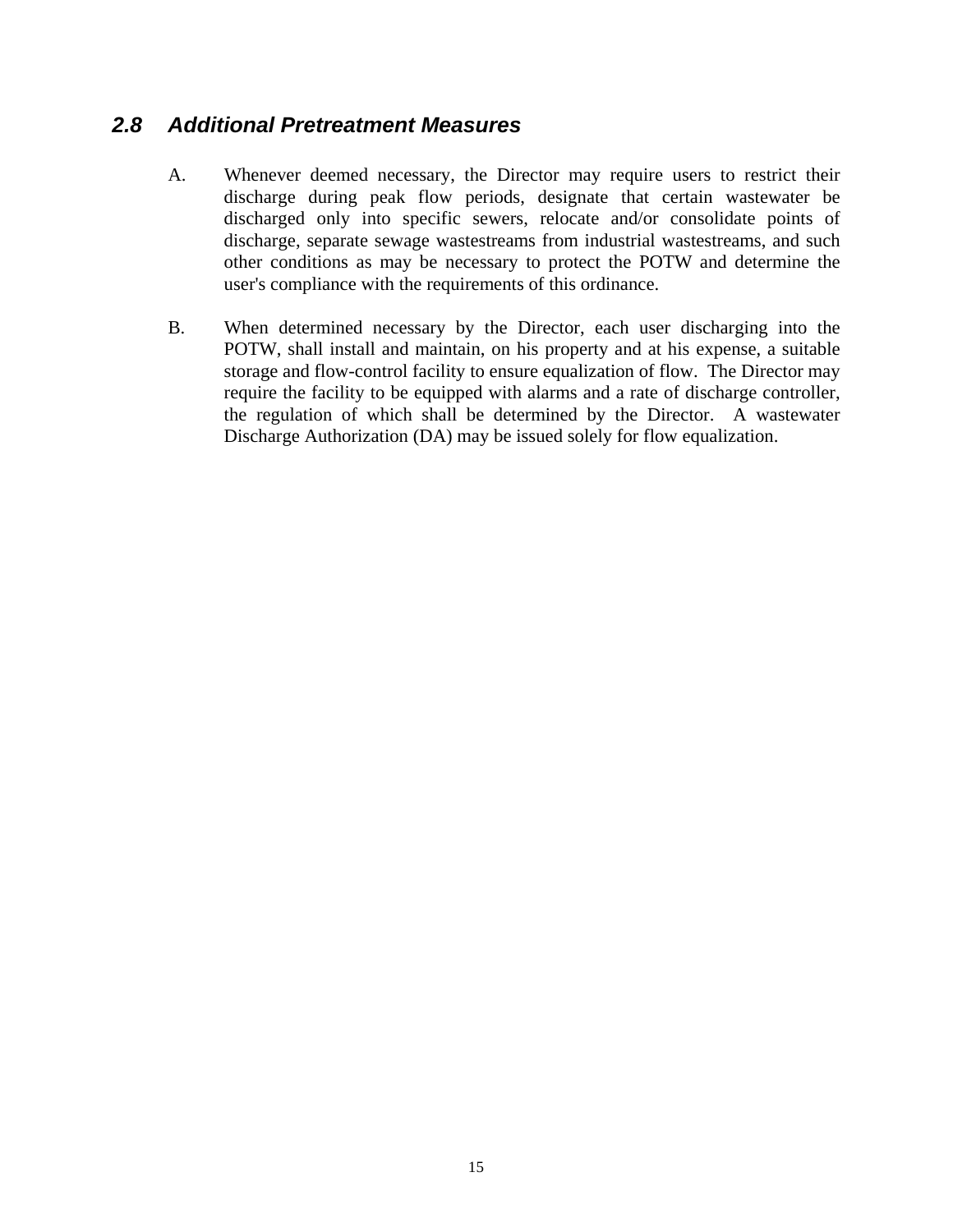## *2.8 Additional Pretreatment Measures*

A. Whenever deemed necessary, the Director may require users to restrict their discharge during peak flow periods, designate that certain wastewater be discharged only into specific sewers, relocate and/or consolidate points of discharge, separate sewage wastestreams from industrial wastestreams, and such other conditions as may be necessary to protect the POTW and determine the user's compliance with the requirements of this ordinance.

B. When determined necessary by the Director, each user discharging into the POTW, shall install and maintain, on his property and at his expense, a suitable storage and flow-control facility to ensure equalization of flow. The Director may require the facility to be equipped with alarms and a rate of discharge controller, the regulation of which shall be determined by the Director. A wastewater Discharge Authorization (DA) may be issued solely for flow equalization.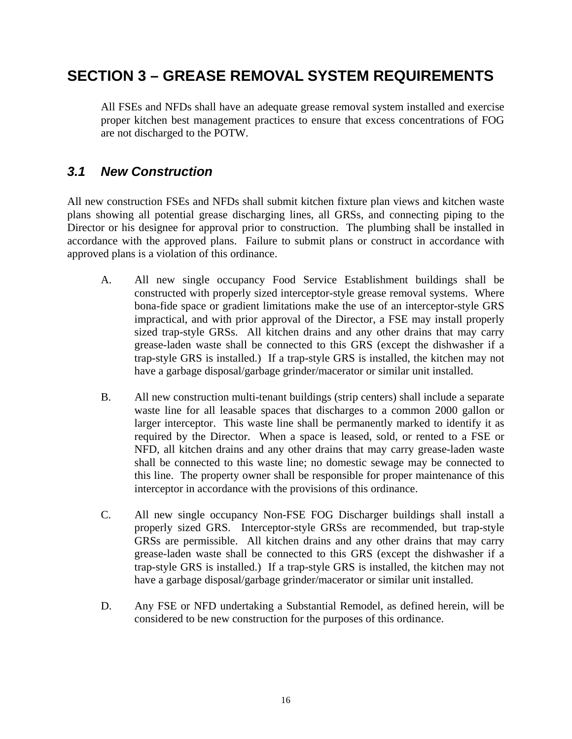# SECTION 3 – GREASE REMOVAL SYSTEM REQUIREMENTS

All FSEs and NFDs shall have an adequate grease removal system installed and exercise proper kitchen best management practices to ensure that excess concentrations of FOG are not discharged to the POTW.

## *3.1 New Construction*

All new construction FSEs and NFDs shall submit kitchen fixture plan views and kitchen waste plans showing all potential grease discharging lines, all GRSs, and connecting piping to the Director or his designee for approval prior to construction. The plumbing shall be installed in accordance with the approved plans. Failure to submit plans or construct in accordance with approved plans is a violation of this ordinance.

A. All new single occupancy Food Service Establishment buildings shall be constructed with properly sized interceptor-style grease removal systems. Where bona-fide space or gradient limitations make the use of an interceptor-style GRS impractical, and with prior approval of the Director, a FSE may install properly sized trap-style GRSs. All kitchen drains and any other drains that may carry grease-laden waste shall be connected to this GRS (except the dishwasher if a trap-style GRS is installed.) If a trap-style GRS is installed, the kitchen may not have a garbage disposal/garbage grinder/macerator or similar unit installed.

B. All new construction multi-tenant buildings (strip centers) shall include a separate waste line for all leasable spaces that discharges to a common 2000 gallon or larger interceptor. This waste line shall be permanently marked to identify it as required by the Director. When a space is leased, sold, or rented to a FSE or NFD, all kitchen drains and any other drains that may carry grease-laden waste shall be connected to this waste line; no domestic sewage may be connected to this line. The property owner shall be responsible for proper maintenance of this interceptor in accordance with the provisions of this ordinance.

C. All new single occupancy Non-FSE FOG Discharger buildings shall install a properly sized GRS. Interceptor-style GRSs are recommended, but trap-style GRSs are permissible. All kitchen drains and any other drains that may carry grease-laden waste shall be connected to this GRS (except the dishwasher if a trap-style GRS is installed.) If a trap-style GRS is installed, the kitchen may not have a garbage disposal/garbage grinder/macerator or similar unit installed.

D. Any FSE or NFD undertaking a Substantial Remodel, as defined herein, will be considered to be new construction for the purposes of this ordinance.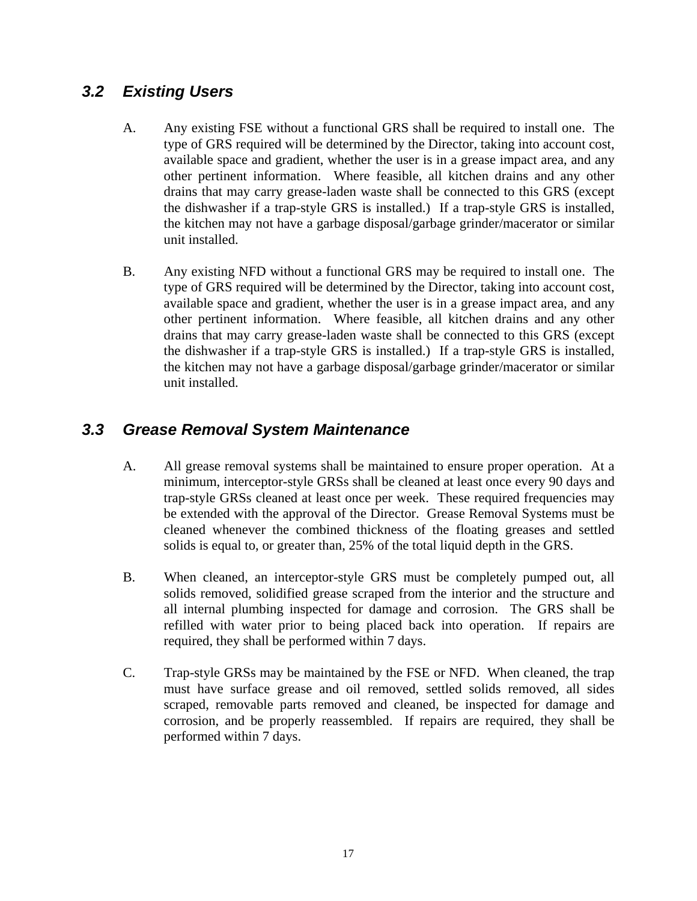## *3.2 Existing Users*

A. Any existing FSE without a functional GRS shall be required to install one. The type of GRS required will be determined by the Director, taking into account cost, available space and gradient, whether the user is in a grease impact area, and any other pertinent information. Where feasible, all kitchen drains and any other drains that may carry grease-laden waste shall be connected to this GRS (except the dishwasher if a trap-style GRS is installed.) If a trap-style GRS is installed, the kitchen may not have a garbage disposal/garbage grinder/macerator or similar unit installed.

B. Any existing NFD without a functional GRS may be required to install one. The type of GRS required will be determined by the Director, taking into account cost, available space and gradient, whether the user is in a grease impact area, and any other pertinent information. Where feasible, all kitchen drains and any other drains that may carry grease-laden waste shall be connected to this GRS (except the dishwasher if a trap-style GRS is installed.) If a trap-style GRS is installed, the kitchen may not have a garbage disposal/garbage grinder/macerator or similar unit installed.

## *3.3 Grease Removal System Maintenance*

A. All grease removal systems shall be maintained to ensure proper operation. At a minimum, interceptor-style GRSs shall be cleaned at least once every 90 days and trap-style GRSs cleaned at least once per week. These required frequencies may be extended with the approval of the Director. Grease Removal Systems must be cleaned whenever the combined thickness of the floating greases and settled solids is equal to, or greater than, 25% of the total liquid depth in the GRS.

B. When cleaned, an interceptor-style GRS must be completely pumped out, all solids removed, solidified grease scraped from the interior and the structure and all internal plumbing inspected for damage and corrosion. The GRS shall be refilled with water prior to being placed back into operation. If repairs are required, they shall be performed within 7 days.

C. Trap-style GRSs may be maintained by the FSE or NFD. When cleaned, the trap must have surface grease and oil removed, settled solids removed, all sides scraped, removable parts removed and cleaned, be inspected for damage and corrosion, and be properly reassembled. If repairs are required, they shall be performed within 7 days.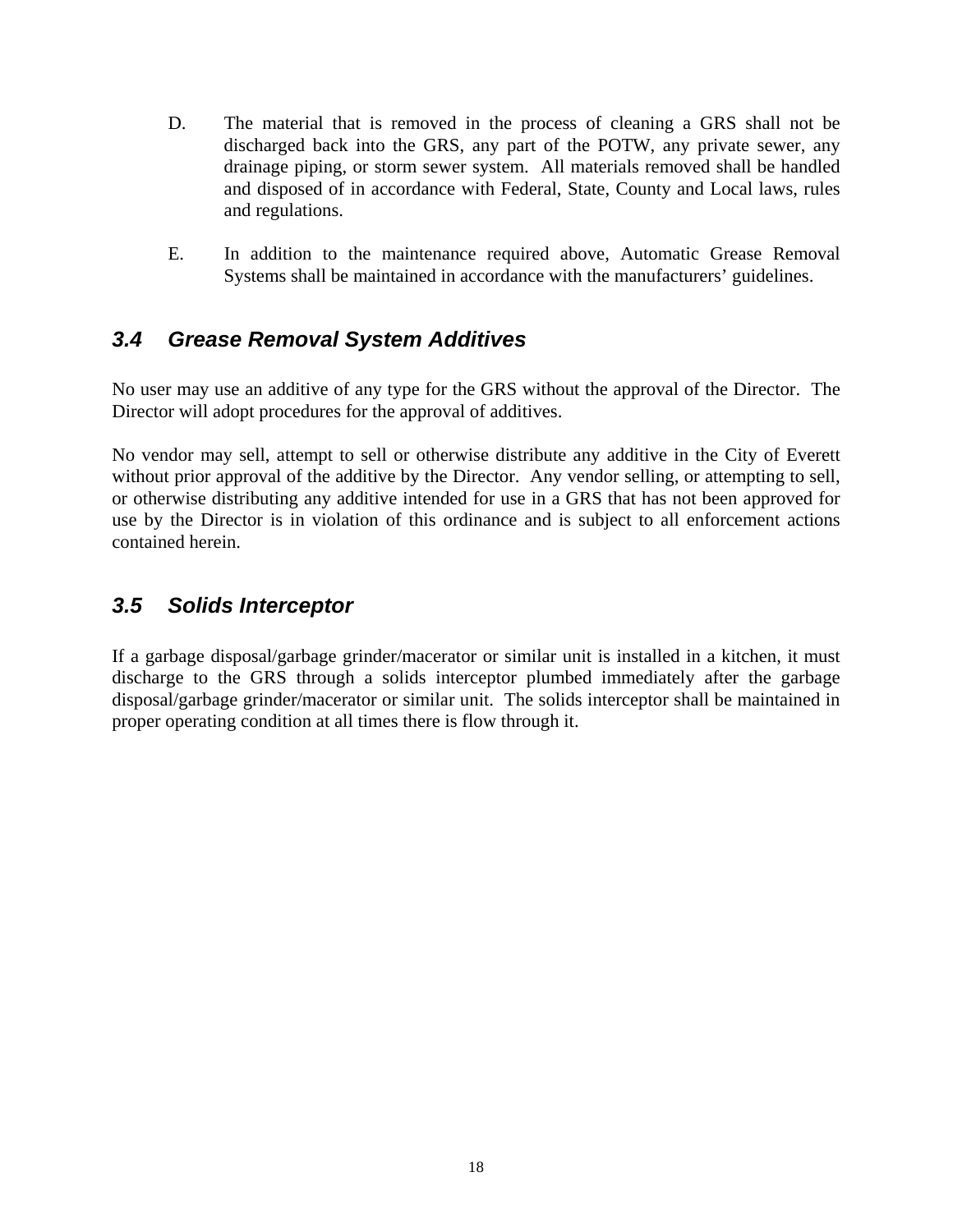D. The material that is removed in the process of cleaning a GRS shall not be discharged back into the GRS, any part of the POTW, any private sewer, any drainage piping, or storm sewer system. All materials removed shall be handled and disposed of in accordance with Federal, State, County and Local laws, rules and regulations.

E. In addition to the maintenance required above, Automatic Grease Removal Systems shall be maintained in accordance with the manufacturers' guidelines.

### *3.4 Grease Removal System Additives*

No user may use an additive of any type for the GRS without the approval of the Director. The Director will adopt procedures for the approval of additives.

No vendor may sell, attempt to sell or otherwise distribute any additive in the City of Everett without prior approval of the additive by the Director. Any vendor selling, or attempting to sell, or otherwise distributing any additive intended for use in a GRS that has not been approved for use by the Director is in violation of this ordinance and is subject to all enforcement actions contained herein.

### *3.5 Solids Interceptor*

If a garbage disposal/garbage grinder/macerator or similar unit is installed in a kitchen, it must discharge to the GRS through a solids interceptor plumbed immediately after the garbage disposal/garbage grinder/macerator or similar unit. The solids interceptor shall be maintained in proper operating condition at all times there is flow through it.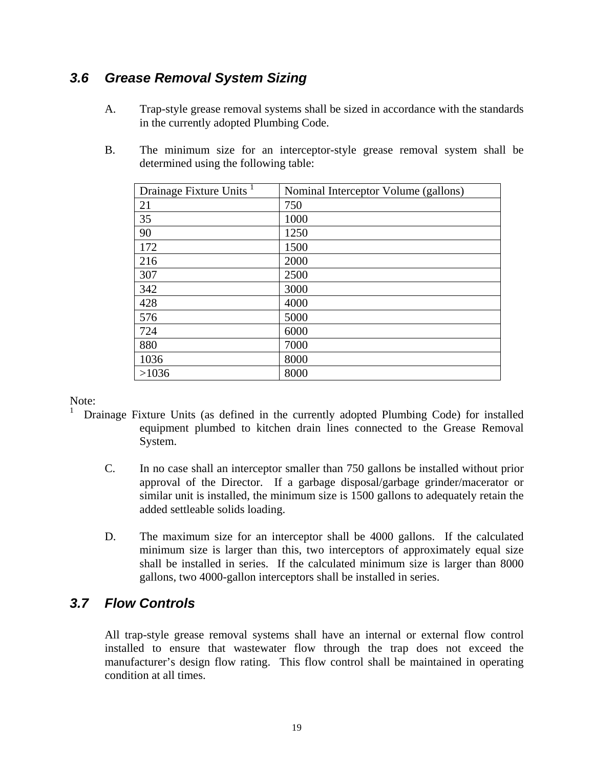## *3.6 Grease Removal System Sizing*

A. Trap-style grease removal systems shall be sized in accordance with the standards in the currently adopted Plumbing Code.

B. The minimum size for an interceptor-style grease removal system shall be determined using the following table:

| Drainage Fixture Units [1] | Nominal Interceptor Volume (gallons) |
|---|---|
| 21 | 750 |
| 35 | 1000 |
| 90 | 1250 |
| 172 | 1500 |
| 216 | 2000 |
| 307 | 2500 |
| 342 | 3000 |
| 428 | 4000 |
| 576 | 5000 |
| 724 | 6000 |
| 880 | 7000 |
| 1036 | 8000 |
| >1036 | 8000 |

Note:
[1] Drainage Fixture Units (as defined in the currently adopted Plumbing Code) for installed equipment plumbed to kitchen drain lines connected to the Grease Removal System.

C. In no case shall an interceptor smaller than 750 gallons be installed without prior approval of the Director. If a garbage disposal/garbage grinder/macerator or similar unit is installed, the minimum size is 1500 gallons to adequately retain the added settleable solids loading.

D. The maximum size for an interceptor shall be 4000 gallons. If the calculated minimum size is larger than this, two interceptors of approximately equal size shall be installed in series. If the calculated minimum size is larger than 8000 gallons, two 4000-gallon interceptors shall be installed in series.

## *3.7 Flow Controls*

All trap-style grease removal systems shall have an internal or external flow control installed to ensure that wastewater flow through the trap does not exceed the manufacturer's design flow rating. This flow control shall be maintained in operating condition at all times.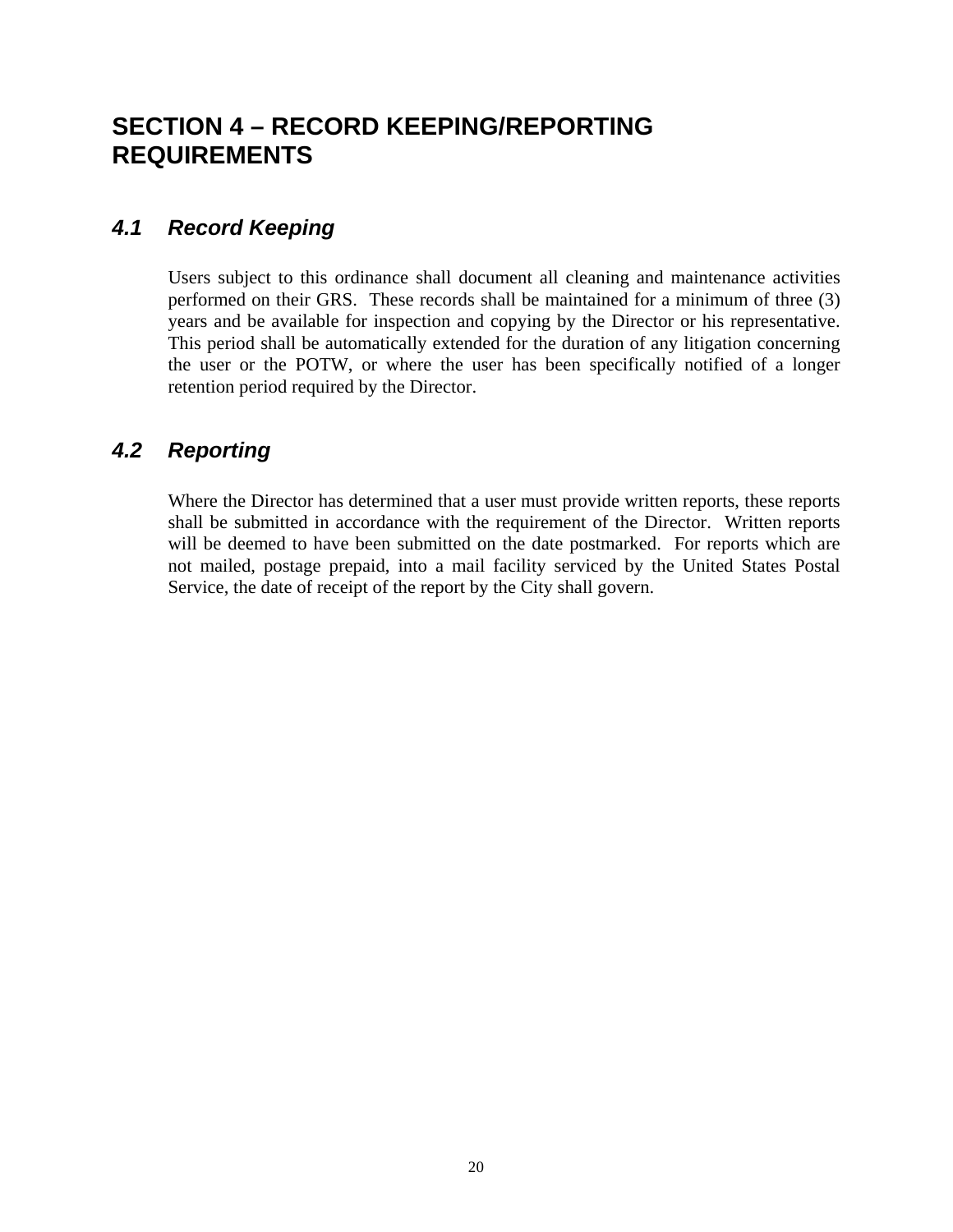# SECTION 4 – RECORD KEEPING/REPORTING REQUIREMENTS

## *4.1 Record Keeping*

Users subject to this ordinance shall document all cleaning and maintenance activities performed on their GRS. These records shall be maintained for a minimum of three (3) years and be available for inspection and copying by the Director or his representative. This period shall be automatically extended for the duration of any litigation concerning the user or the POTW, or where the user has been specifically notified of a longer retention period required by the Director.

## *4.2 Reporting*

Where the Director has determined that a user must provide written reports, these reports shall be submitted in accordance with the requirement of the Director. Written reports will be deemed to have been submitted on the date postmarked. For reports which are not mailed, postage prepaid, into a mail facility serviced by the United States Postal Service, the date of receipt of the report by the City shall govern.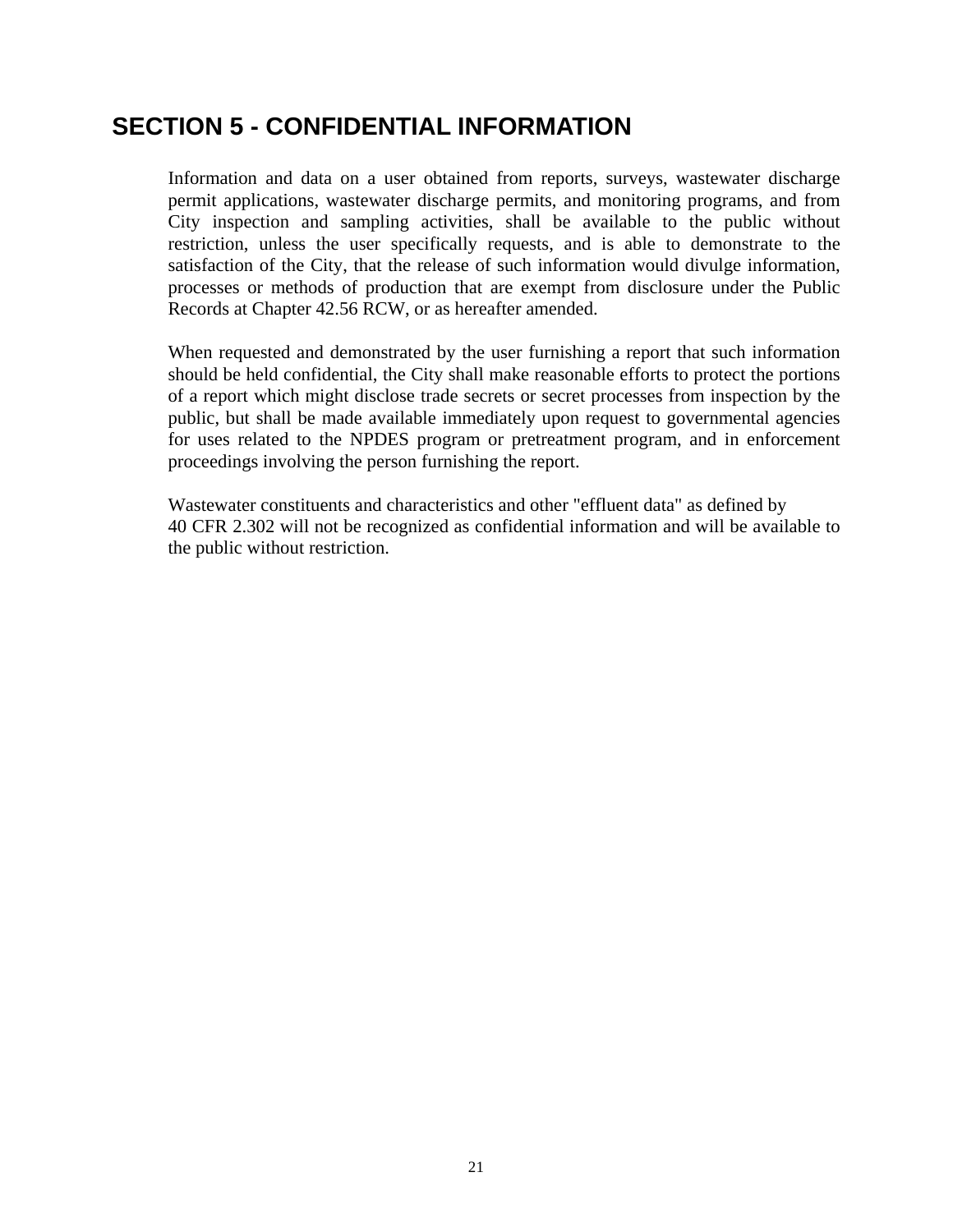# SECTION 5 - CONFIDENTIAL INFORMATION

Information and data on a user obtained from reports, surveys, wastewater discharge permit applications, wastewater discharge permits, and monitoring programs, and from City inspection and sampling activities, shall be available to the public without restriction, unless the user specifically requests, and is able to demonstrate to the satisfaction of the City, that the release of such information would divulge information, processes or methods of production that are exempt from disclosure under the Public Records at Chapter 42.56 RCW, or as hereafter amended.

When requested and demonstrated by the user furnishing a report that such information should be held confidential, the City shall make reasonable efforts to protect the portions of a report which might disclose trade secrets or secret processes from inspection by the public, but shall be made available immediately upon request to governmental agencies for uses related to the NPDES program or pretreatment program, and in enforcement proceedings involving the person furnishing the report.

Wastewater constituents and characteristics and other "effluent data" as defined by 40 CFR 2.302 will not be recognized as confidential information and will be available to the public without restriction.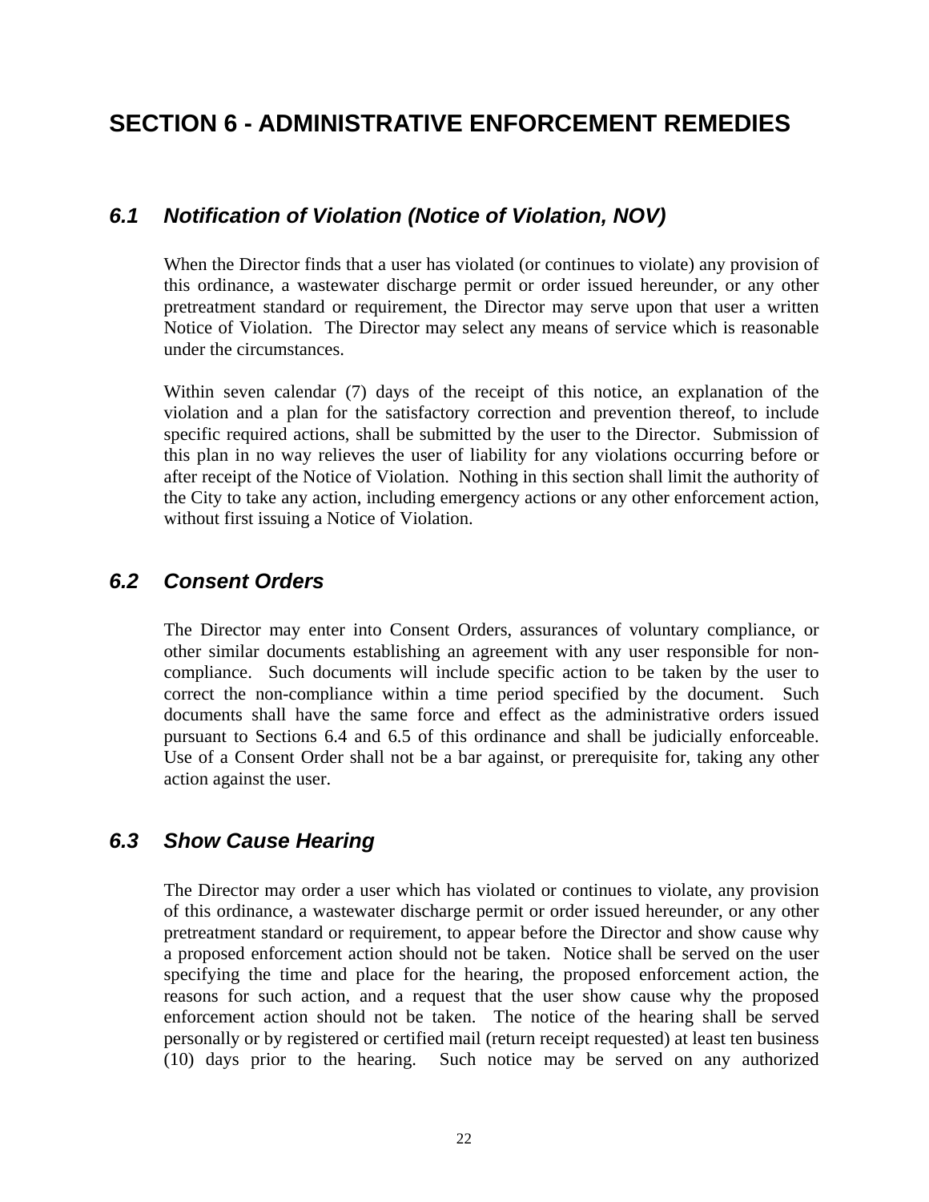# SECTION 6 - ADMINISTRATIVE ENFORCEMENT REMEDIES

## *6.1 Notification of Violation (Notice of Violation, NOV)*

When the Director finds that a user has violated (or continues to violate) any provision of this ordinance, a wastewater discharge permit or order issued hereunder, or any other pretreatment standard or requirement, the Director may serve upon that user a written Notice of Violation. The Director may select any means of service which is reasonable under the circumstances.

Within seven calendar (7) days of the receipt of this notice, an explanation of the violation and a plan for the satisfactory correction and prevention thereof, to include specific required actions, shall be submitted by the user to the Director. Submission of this plan in no way relieves the user of liability for any violations occurring before or after receipt of the Notice of Violation. Nothing in this section shall limit the authority of the City to take any action, including emergency actions or any other enforcement action, without first issuing a Notice of Violation.

## *6.2 Consent Orders*

The Director may enter into Consent Orders, assurances of voluntary compliance, or other similar documents establishing an agreement with any user responsible for non-compliance. Such documents will include specific action to be taken by the user to correct the non-compliance within a time period specified by the document. Such documents shall have the same force and effect as the administrative orders issued pursuant to Sections 6.4 and 6.5 of this ordinance and shall be judicially enforceable. Use of a Consent Order shall not be a bar against, or prerequisite for, taking any other action against the user.

## *6.3 Show Cause Hearing*

The Director may order a user which has violated or continues to violate, any provision of this ordinance, a wastewater discharge permit or order issued hereunder, or any other pretreatment standard or requirement, to appear before the Director and show cause why a proposed enforcement action should not be taken. Notice shall be served on the user specifying the time and place for the hearing, the proposed enforcement action, the reasons for such action, and a request that the user show cause why the proposed enforcement action should not be taken. The notice of the hearing shall be served personally or by registered or certified mail (return receipt requested) at least ten business (10) days prior to the hearing. Such notice may be served on any authorized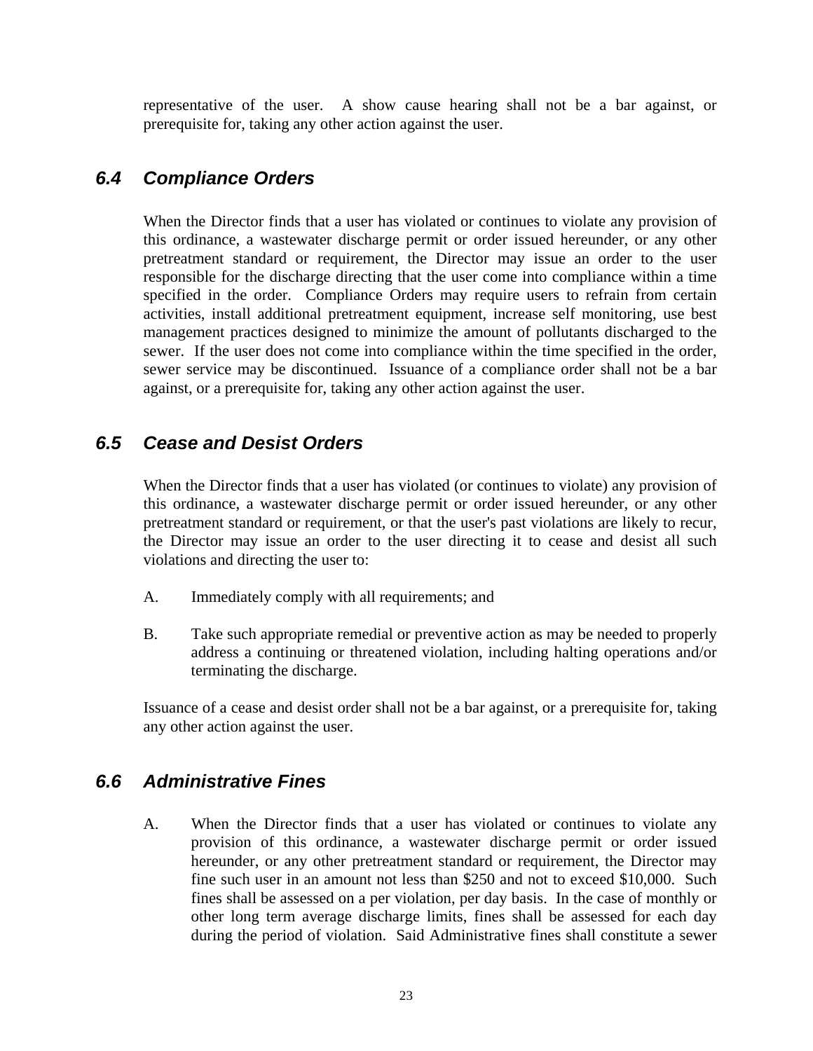representative of the user. A show cause hearing shall not be a bar against, or prerequisite for, taking any other action against the user.

## *6.4 Compliance Orders*

When the Director finds that a user has violated or continues to violate any provision of this ordinance, a wastewater discharge permit or order issued hereunder, or any other pretreatment standard or requirement, the Director may issue an order to the user responsible for the discharge directing that the user come into compliance within a time specified in the order. Compliance Orders may require users to refrain from certain activities, install additional pretreatment equipment, increase self monitoring, use best management practices designed to minimize the amount of pollutants discharged to the sewer. If the user does not come into compliance within the time specified in the order, sewer service may be discontinued. Issuance of a compliance order shall not be a bar against, or a prerequisite for, taking any other action against the user.

## *6.5 Cease and Desist Orders*

When the Director finds that a user has violated (or continues to violate) any provision of this ordinance, a wastewater discharge permit or order issued hereunder, or any other pretreatment standard or requirement, or that the user's past violations are likely to recur, the Director may issue an order to the user directing it to cease and desist all such violations and directing the user to:

A. Immediately comply with all requirements; and

B. Take such appropriate remedial or preventive action as may be needed to properly address a continuing or threatened violation, including halting operations and/or terminating the discharge.

Issuance of a cease and desist order shall not be a bar against, or a prerequisite for, taking any other action against the user.

## *6.6 Administrative Fines*

A. When the Director finds that a user has violated or continues to violate any provision of this ordinance, a wastewater discharge permit or order issued hereunder, or any other pretreatment standard or requirement, the Director may fine such user in an amount not less than $250 and not to exceed $10,000. Such fines shall be assessed on a per violation, per day basis. In the case of monthly or other long term average discharge limits, fines shall be assessed for each day during the period of violation. Said Administrative fines shall constitute a sewer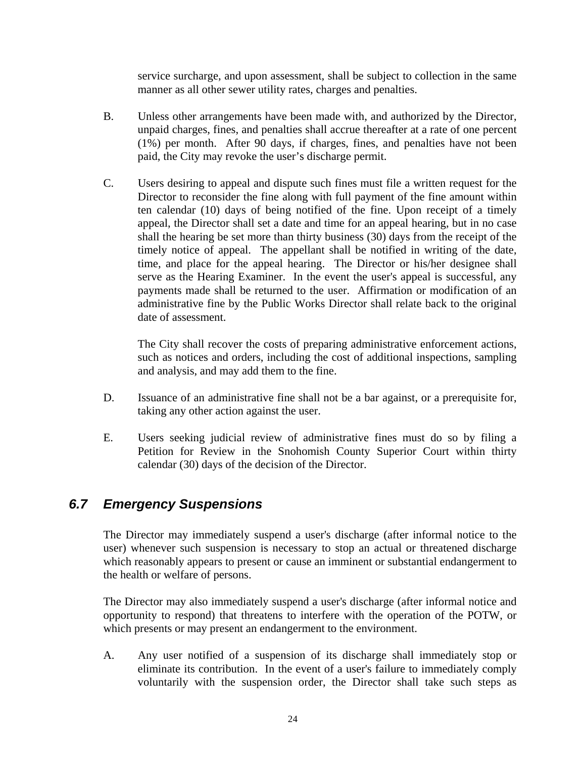service surcharge, and upon assessment, shall be subject to collection in the same manner as all other sewer utility rates, charges and penalties.

B. Unless other arrangements have been made with, and authorized by the Director, unpaid charges, fines, and penalties shall accrue thereafter at a rate of one percent (1%) per month. After 90 days, if charges, fines, and penalties have not been paid, the City may revoke the user's discharge permit.

C. Users desiring to appeal and dispute such fines must file a written request for the Director to reconsider the fine along with full payment of the fine amount within ten calendar (10) days of being notified of the fine. Upon receipt of a timely appeal, the Director shall set a date and time for an appeal hearing, but in no case shall the hearing be set more than thirty business (30) days from the receipt of the timely notice of appeal. The appellant shall be notified in writing of the date, time, and place for the appeal hearing. The Director or his/her designee shall serve as the Hearing Examiner. In the event the user's appeal is successful, any payments made shall be returned to the user. Affirmation or modification of an administrative fine by the Public Works Director shall relate back to the original date of assessment.

   The City shall recover the costs of preparing administrative enforcement actions, such as notices and orders, including the cost of additional inspections, sampling and analysis, and may add them to the fine.

D. Issuance of an administrative fine shall not be a bar against, or a prerequisite for, taking any other action against the user.

E. Users seeking judicial review of administrative fines must do so by filing a Petition for Review in the Snohomish County Superior Court within thirty calendar (30) days of the decision of the Director.

## *6.7 Emergency Suspensions*

The Director may immediately suspend a user's discharge (after informal notice to the user) whenever such suspension is necessary to stop an actual or threatened discharge which reasonably appears to present or cause an imminent or substantial endangerment to the health or welfare of persons.

The Director may also immediately suspend a user's discharge (after informal notice and opportunity to respond) that threatens to interfere with the operation of the POTW, or which presents or may present an endangerment to the environment.

A. Any user notified of a suspension of its discharge shall immediately stop or eliminate its contribution. In the event of a user's failure to immediately comply voluntarily with the suspension order, the Director shall take such steps as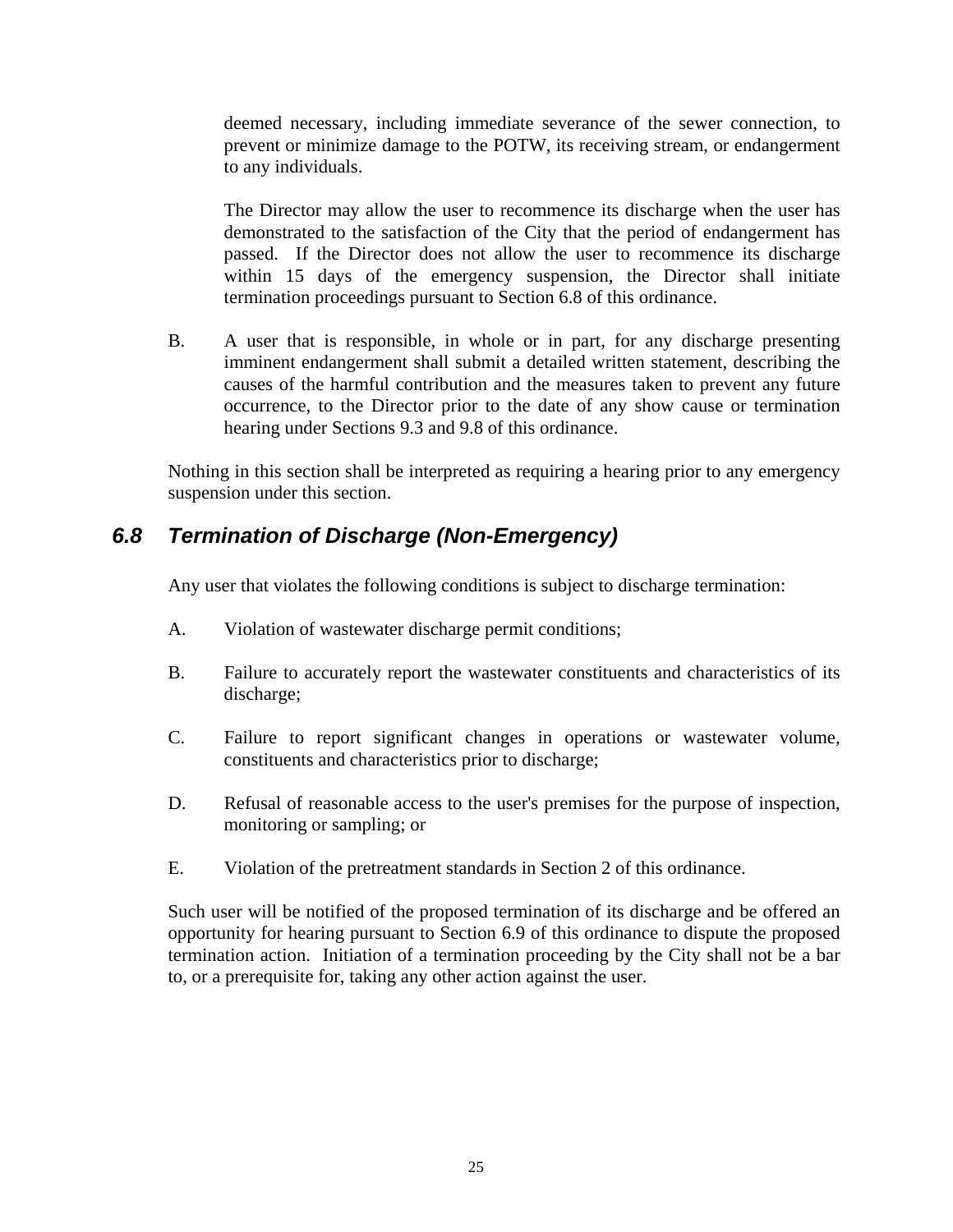deemed necessary, including immediate severance of the sewer connection, to prevent or minimize damage to the POTW, its receiving stream, or endangerment to any individuals.

The Director may allow the user to recommence its discharge when the user has demonstrated to the satisfaction of the City that the period of endangerment has passed. If the Director does not allow the user to recommence its discharge within 15 days of the emergency suspension, the Director shall initiate termination proceedings pursuant to Section 6.8 of this ordinance.

B. A user that is responsible, in whole or in part, for any discharge presenting imminent endangerment shall submit a detailed written statement, describing the causes of the harmful contribution and the measures taken to prevent any future occurrence, to the Director prior to the date of any show cause or termination hearing under Sections 9.3 and 9.8 of this ordinance.

Nothing in this section shall be interpreted as requiring a hearing prior to any emergency suspension under this section.

## *6.8 Termination of Discharge (Non-Emergency)*

Any user that violates the following conditions is subject to discharge termination:

A. Violation of wastewater discharge permit conditions;

B. Failure to accurately report the wastewater constituents and characteristics of its discharge;

C. Failure to report significant changes in operations or wastewater volume, constituents and characteristics prior to discharge;

D. Refusal of reasonable access to the user's premises for the purpose of inspection, monitoring or sampling; or

E. Violation of the pretreatment standards in Section 2 of this ordinance.

Such user will be notified of the proposed termination of its discharge and be offered an opportunity for hearing pursuant to Section 6.9 of this ordinance to dispute the proposed termination action. Initiation of a termination proceeding by the City shall not be a bar to, or a prerequisite for, taking any other action against the user.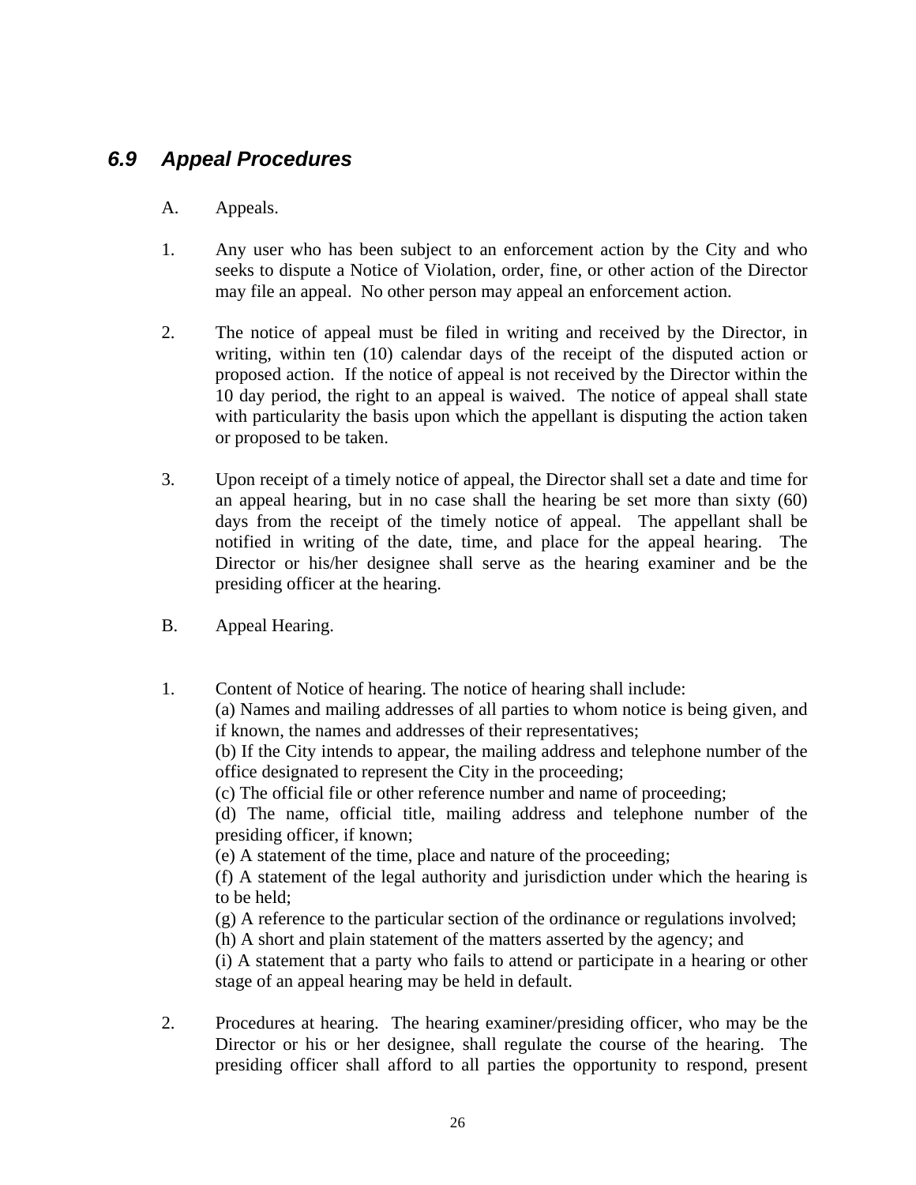## *6.9 Appeal Procedures*

A. Appeals.

1. Any user who has been subject to an enforcement action by the City and who seeks to dispute a Notice of Violation, order, fine, or other action of the Director may file an appeal. No other person may appeal an enforcement action.

2. The notice of appeal must be filed in writing and received by the Director, in writing, within ten (10) calendar days of the receipt of the disputed action or proposed action. If the notice of appeal is not received by the Director within the 10 day period, the right to an appeal is waived. The notice of appeal shall state with particularity the basis upon which the appellant is disputing the action taken or proposed to be taken.

3. Upon receipt of a timely notice of appeal, the Director shall set a date and time for an appeal hearing, but in no case shall the hearing be set more than sixty (60) days from the receipt of the timely notice of appeal. The appellant shall be notified in writing of the date, time, and place for the appeal hearing. The Director or his/her designee shall serve as the hearing examiner and be the presiding officer at the hearing.

B. Appeal Hearing.

1. Content of Notice of hearing. The notice of hearing shall include:
(a) Names and mailing addresses of all parties to whom notice is being given, and if known, the names and addresses of their representatives;
(b) If the City intends to appear, the mailing address and telephone number of the office designated to represent the City in the proceeding;
(c) The official file or other reference number and name of proceeding;
(d) The name, official title, mailing address and telephone number of the presiding officer, if known;
(e) A statement of the time, place and nature of the proceeding;
(f) A statement of the legal authority and jurisdiction under which the hearing is to be held;
(g) A reference to the particular section of the ordinance or regulations involved;
(h) A short and plain statement of the matters asserted by the agency; and
(i) A statement that a party who fails to attend or participate in a hearing or other stage of an appeal hearing may be held in default.

2. Procedures at hearing. The hearing examiner/presiding officer, who may be the Director or his or her designee, shall regulate the course of the hearing. The presiding officer shall afford to all parties the opportunity to respond, present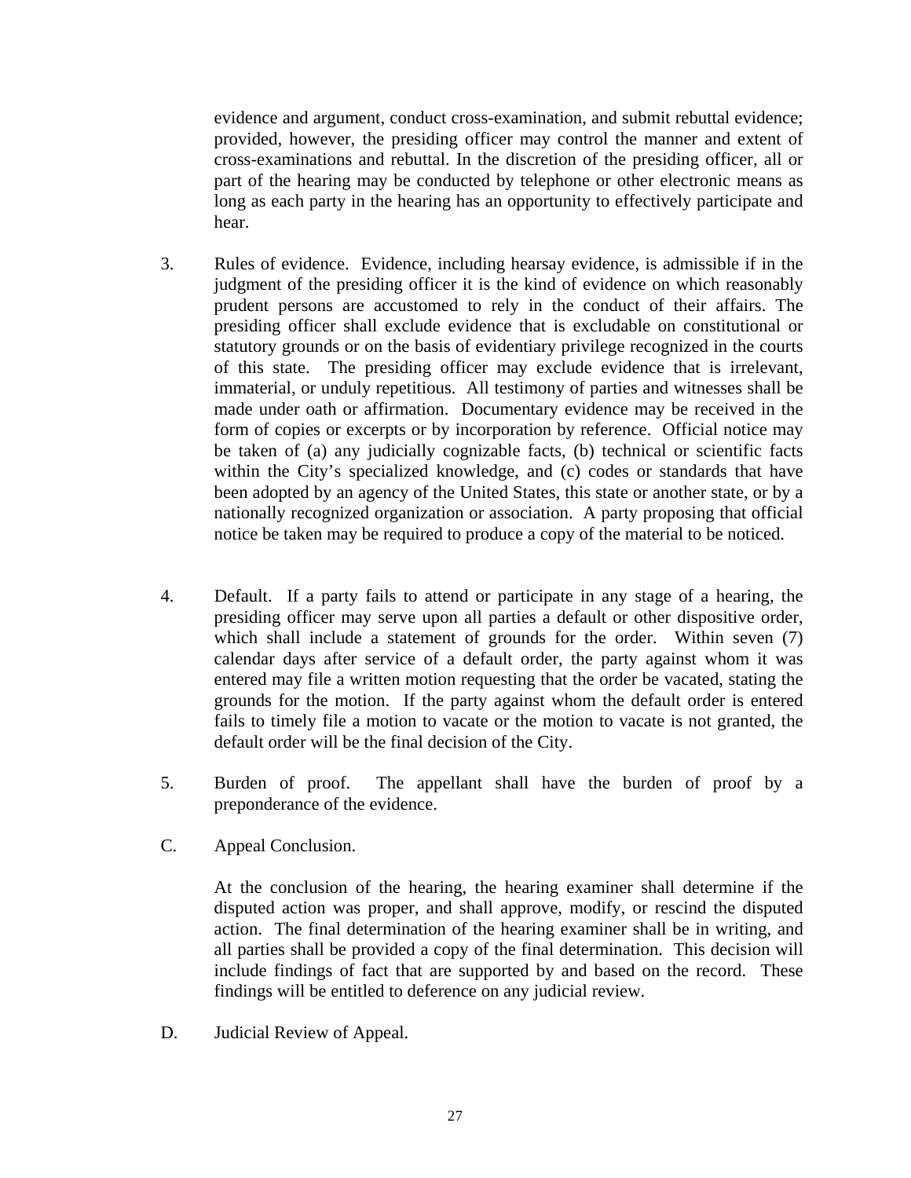evidence and argument, conduct cross-examination, and submit rebuttal evidence; provided, however, the presiding officer may control the manner and extent of cross-examinations and rebuttal. In the discretion of the presiding officer, all or part of the hearing may be conducted by telephone or other electronic means as long as each party in the hearing has an opportunity to effectively participate and hear.

3. Rules of evidence. Evidence, including hearsay evidence, is admissible if in the judgment of the presiding officer it is the kind of evidence on which reasonably prudent persons are accustomed to rely in the conduct of their affairs. The presiding officer shall exclude evidence that is excludable on constitutional or statutory grounds or on the basis of evidentiary privilege recognized in the courts of this state. The presiding officer may exclude evidence that is irrelevant, immaterial, or unduly repetitious. All testimony of parties and witnesses shall be made under oath or affirmation. Documentary evidence may be received in the form of copies or excerpts or by incorporation by reference. Official notice may be taken of (a) any judicially cognizable facts, (b) technical or scientific facts within the City's specialized knowledge, and (c) codes or standards that have been adopted by an agency of the United States, this state or another state, or by a nationally recognized organization or association. A party proposing that official notice be taken may be required to produce a copy of the material to be noticed.

4. Default. If a party fails to attend or participate in any stage of a hearing, the presiding officer may serve upon all parties a default or other dispositive order, which shall include a statement of grounds for the order. Within seven (7) calendar days after service of a default order, the party against whom it was entered may file a written motion requesting that the order be vacated, stating the grounds for the motion. If the party against whom the default order is entered fails to timely file a motion to vacate or the motion to vacate is not granted, the default order will be the final decision of the City.

5. Burden of proof. The appellant shall have the burden of proof by a preponderance of the evidence.

C. Appeal Conclusion.

At the conclusion of the hearing, the hearing examiner shall determine if the disputed action was proper, and shall approve, modify, or rescind the disputed action. The final determination of the hearing examiner shall be in writing, and all parties shall be provided a copy of the final determination. This decision will include findings of fact that are supported by and based on the record. These findings will be entitled to deference on any judicial review.

D. Judicial Review of Appeal.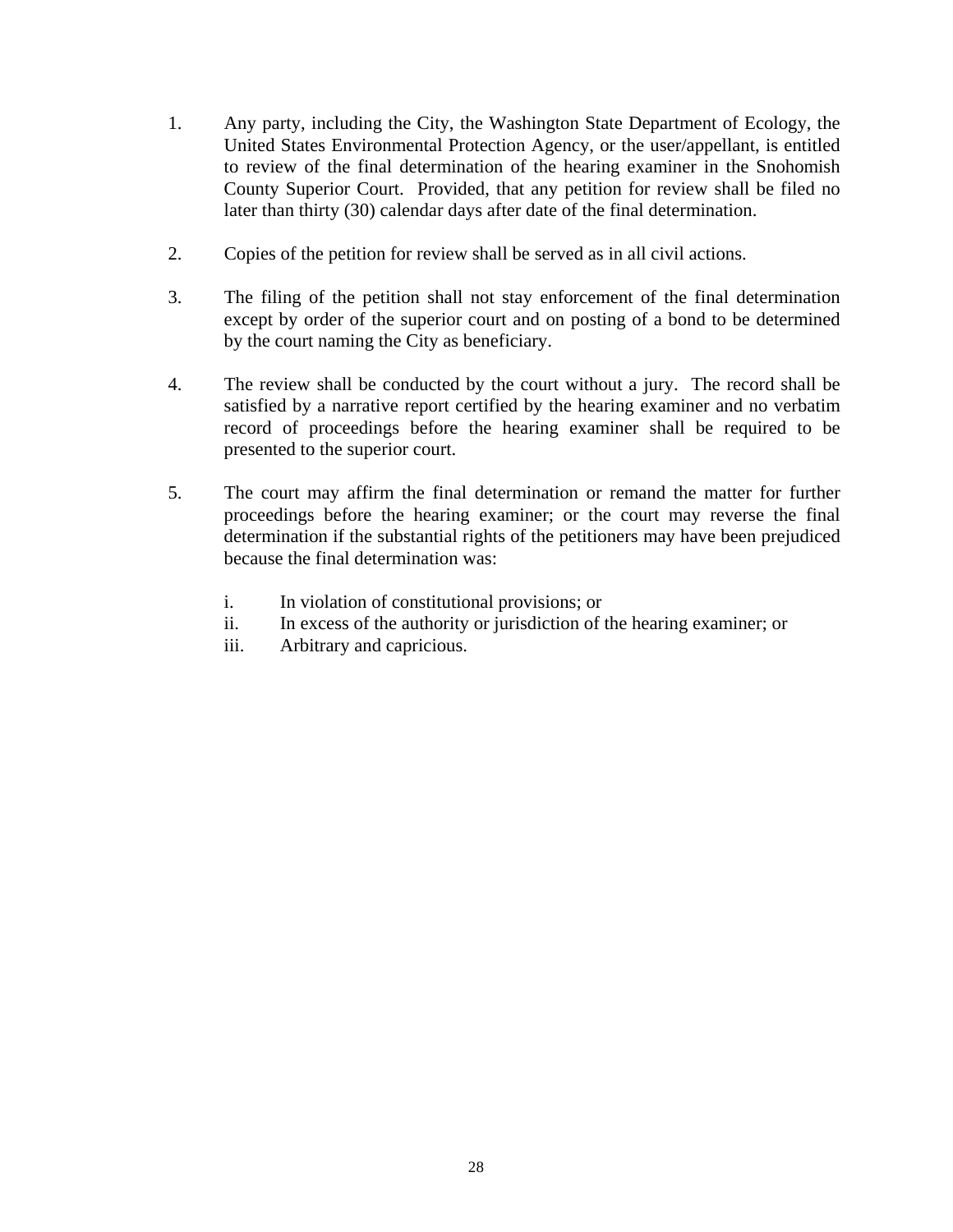1. Any party, including the City, the Washington State Department of Ecology, the United States Environmental Protection Agency, or the user/appellant, is entitled to review of the final determination of the hearing examiner in the Snohomish County Superior Court. Provided, that any petition for review shall be filed no later than thirty (30) calendar days after date of the final determination.

2. Copies of the petition for review shall be served as in all civil actions.

3. The filing of the petition shall not stay enforcement of the final determination except by order of the superior court and on posting of a bond to be determined by the court naming the City as beneficiary.

4. The review shall be conducted by the court without a jury. The record shall be satisfied by a narrative report certified by the hearing examiner and no verbatim record of proceedings before the hearing examiner shall be required to be presented to the superior court.

5. The court may affirm the final determination or remand the matter for further proceedings before the hearing examiner; or the court may reverse the final determination if the substantial rights of the petitioners may have been prejudiced because the final determination was:

   i. In violation of constitutional provisions; or
   ii. In excess of the authority or jurisdiction of the hearing examiner; or
   iii. Arbitrary and capricious.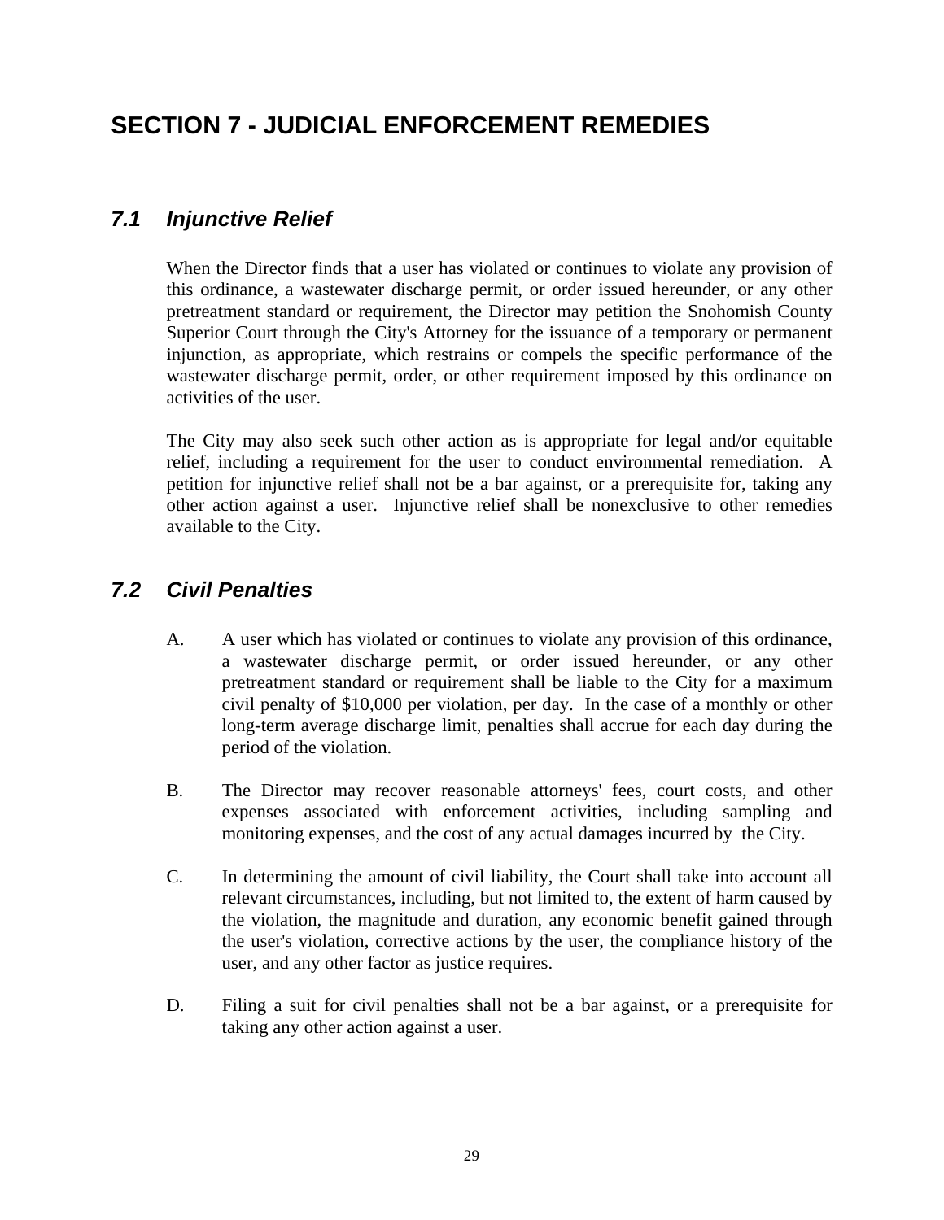# SECTION 7 - JUDICIAL ENFORCEMENT REMEDIES

## *7.1 Injunctive Relief*

When the Director finds that a user has violated or continues to violate any provision of this ordinance, a wastewater discharge permit, or order issued hereunder, or any other pretreatment standard or requirement, the Director may petition the Snohomish County Superior Court through the City's Attorney for the issuance of a temporary or permanent injunction, as appropriate, which restrains or compels the specific performance of the wastewater discharge permit, order, or other requirement imposed by this ordinance on activities of the user.

The City may also seek such other action as is appropriate for legal and/or equitable relief, including a requirement for the user to conduct environmental remediation. A petition for injunctive relief shall not be a bar against, or a prerequisite for, taking any other action against a user. Injunctive relief shall be nonexclusive to other remedies available to the City.

## *7.2 Civil Penalties*

A. A user which has violated or continues to violate any provision of this ordinance, a wastewater discharge permit, or order issued hereunder, or any other pretreatment standard or requirement shall be liable to the City for a maximum civil penalty of $10,000 per violation, per day. In the case of a monthly or other long-term average discharge limit, penalties shall accrue for each day during the period of the violation.

B. The Director may recover reasonable attorneys' fees, court costs, and other expenses associated with enforcement activities, including sampling and monitoring expenses, and the cost of any actual damages incurred by the City.

C. In determining the amount of civil liability, the Court shall take into account all relevant circumstances, including, but not limited to, the extent of harm caused by the violation, the magnitude and duration, any economic benefit gained through the user's violation, corrective actions by the user, the compliance history of the user, and any other factor as justice requires.

D. Filing a suit for civil penalties shall not be a bar against, or a prerequisite for taking any other action against a user.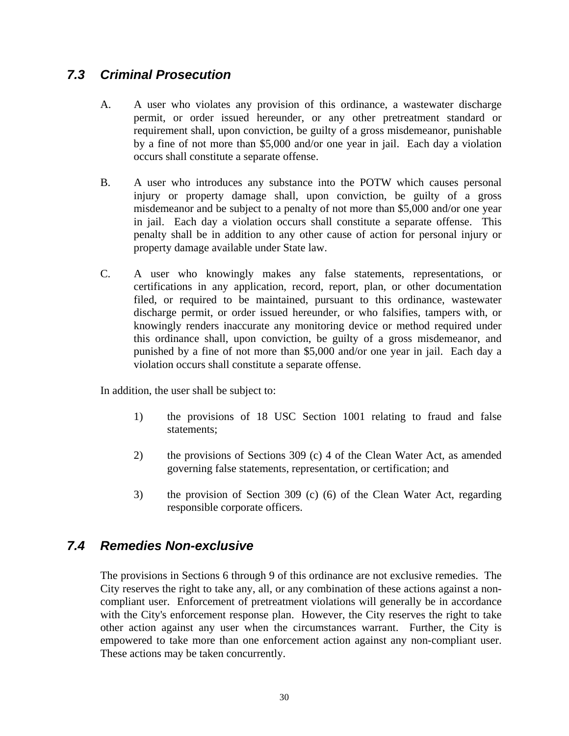## *7.3 Criminal Prosecution*

A. A user who violates any provision of this ordinance, a wastewater discharge permit, or order issued hereunder, or any other pretreatment standard or requirement shall, upon conviction, be guilty of a gross misdemeanor, punishable by a fine of not more than $5,000 and/or one year in jail. Each day a violation occurs shall constitute a separate offense.

B. A user who introduces any substance into the POTW which causes personal injury or property damage shall, upon conviction, be guilty of a gross misdemeanor and be subject to a penalty of not more than $5,000 and/or one year in jail. Each day a violation occurs shall constitute a separate offense. This penalty shall be in addition to any other cause of action for personal injury or property damage available under State law.

C. A user who knowingly makes any false statements, representations, or certifications in any application, record, report, plan, or other documentation filed, or required to be maintained, pursuant to this ordinance, wastewater discharge permit, or order issued hereunder, or who falsifies, tampers with, or knowingly renders inaccurate any monitoring device or method required under this ordinance shall, upon conviction, be guilty of a gross misdemeanor, and punished by a fine of not more than $5,000 and/or one year in jail. Each day a violation occurs shall constitute a separate offense.

In addition, the user shall be subject to:

1) the provisions of 18 USC Section 1001 relating to fraud and false statements;

2) the provisions of Sections 309 (c) 4 of the Clean Water Act, as amended governing false statements, representation, or certification; and

3) the provision of Section 309 (c) (6) of the Clean Water Act, regarding responsible corporate officers.

## *7.4 Remedies Non-exclusive*

The provisions in Sections 6 through 9 of this ordinance are not exclusive remedies. The City reserves the right to take any, all, or any combination of these actions against a non-compliant user. Enforcement of pretreatment violations will generally be in accordance with the City's enforcement response plan. However, the City reserves the right to take other action against any user when the circumstances warrant. Further, the City is empowered to take more than one enforcement action against any non-compliant user. These actions may be taken concurrently.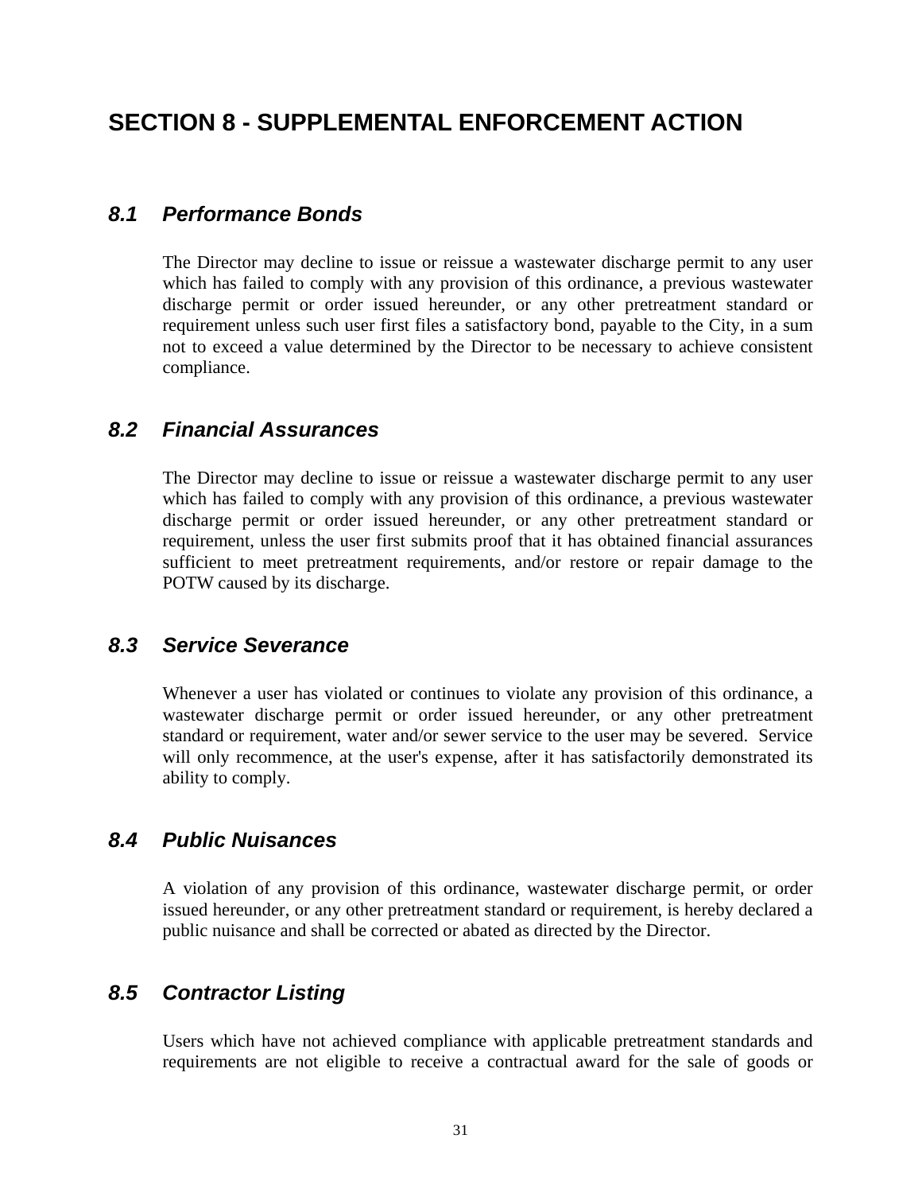# SECTION 8 - SUPPLEMENTAL ENFORCEMENT ACTION

## *8.1 Performance Bonds*

The Director may decline to issue or reissue a wastewater discharge permit to any user which has failed to comply with any provision of this ordinance, a previous wastewater discharge permit or order issued hereunder, or any other pretreatment standard or requirement unless such user first files a satisfactory bond, payable to the City, in a sum not to exceed a value determined by the Director to be necessary to achieve consistent compliance.

## *8.2 Financial Assurances*

The Director may decline to issue or reissue a wastewater discharge permit to any user which has failed to comply with any provision of this ordinance, a previous wastewater discharge permit or order issued hereunder, or any other pretreatment standard or requirement, unless the user first submits proof that it has obtained financial assurances sufficient to meet pretreatment requirements, and/or restore or repair damage to the POTW caused by its discharge.

## *8.3 Service Severance*

Whenever a user has violated or continues to violate any provision of this ordinance, a wastewater discharge permit or order issued hereunder, or any other pretreatment standard or requirement, water and/or sewer service to the user may be severed. Service will only recommence, at the user's expense, after it has satisfactorily demonstrated its ability to comply.

## *8.4 Public Nuisances*

A violation of any provision of this ordinance, wastewater discharge permit, or order issued hereunder, or any other pretreatment standard or requirement, is hereby declared a public nuisance and shall be corrected or abated as directed by the Director.

## *8.5 Contractor Listing*

Users which have not achieved compliance with applicable pretreatment standards and requirements are not eligible to receive a contractual award for the sale of goods or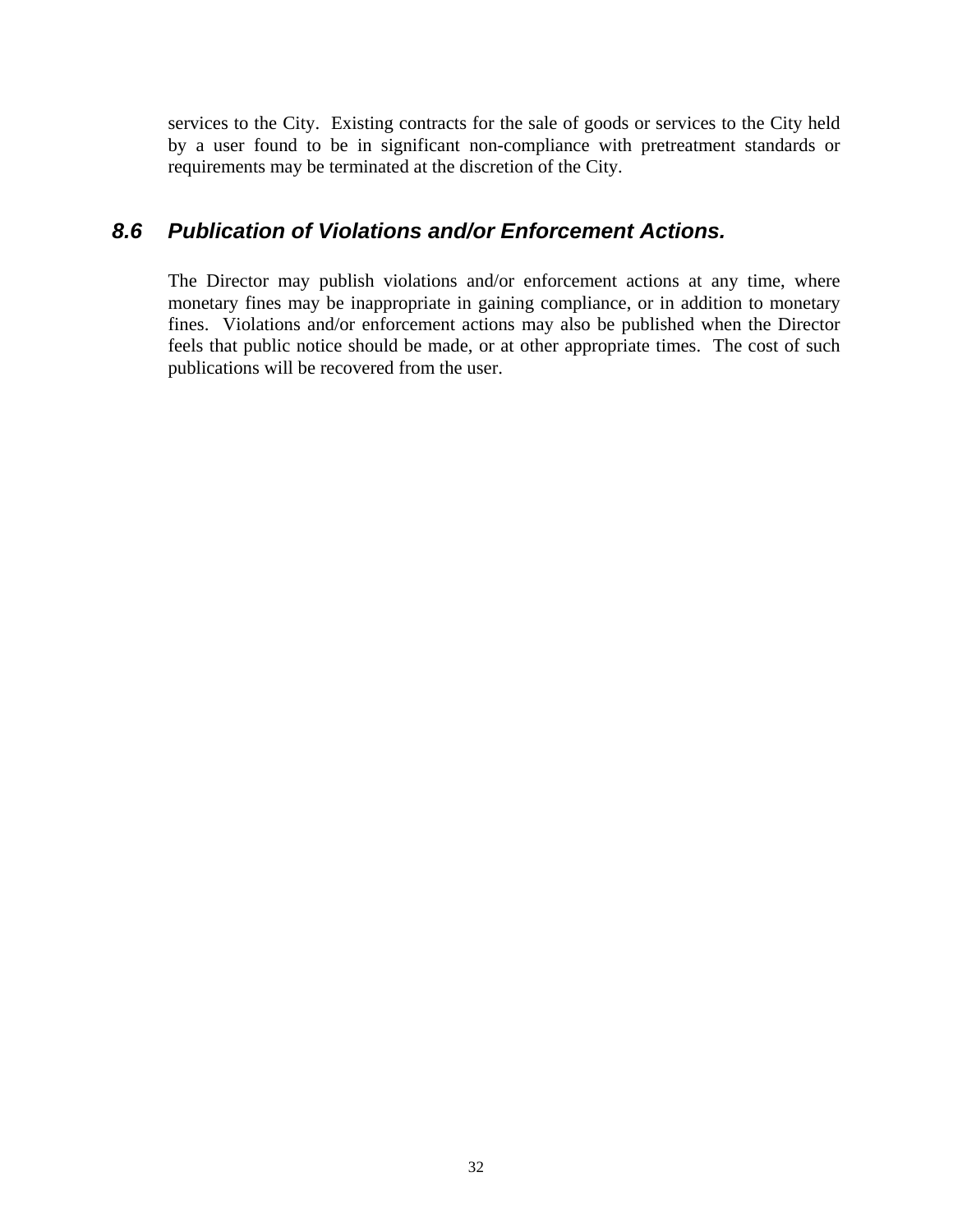services to the City. Existing contracts for the sale of goods or services to the City held by a user found to be in significant non-compliance with pretreatment standards or requirements may be terminated at the discretion of the City.

### *8.6 Publication of Violations and/or Enforcement Actions.*

The Director may publish violations and/or enforcement actions at any time, where monetary fines may be inappropriate in gaining compliance, or in addition to monetary fines. Violations and/or enforcement actions may also be published when the Director feels that public notice should be made, or at other appropriate times. The cost of such publications will be recovered from the user.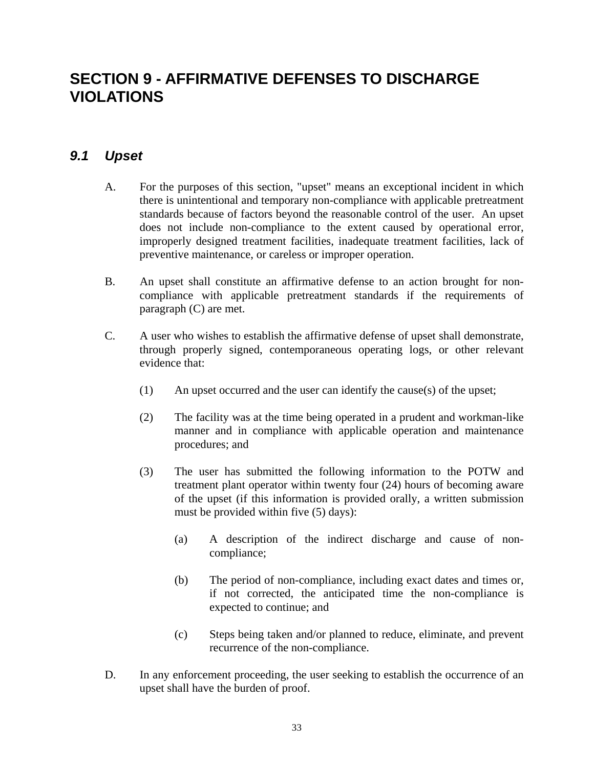# SECTION 9 - AFFIRMATIVE DEFENSES TO DISCHARGE VIOLATIONS

## *9.1 Upset*

A. For the purposes of this section, "upset" means an exceptional incident in which there is unintentional and temporary non-compliance with applicable pretreatment standards because of factors beyond the reasonable control of the user. An upset does not include non-compliance to the extent caused by operational error, improperly designed treatment facilities, inadequate treatment facilities, lack of preventive maintenance, or careless or improper operation.

B. An upset shall constitute an affirmative defense to an action brought for non-compliance with applicable pretreatment standards if the requirements of paragraph (C) are met.

C. A user who wishes to establish the affirmative defense of upset shall demonstrate, through properly signed, contemporaneous operating logs, or other relevant evidence that:

   (1) An upset occurred and the user can identify the cause(s) of the upset;

   (2) The facility was at the time being operated in a prudent and workman-like manner and in compliance with applicable operation and maintenance procedures; and

   (3) The user has submitted the following information to the POTW and treatment plant operator within twenty four (24) hours of becoming aware of the upset (if this information is provided orally, a written submission must be provided within five (5) days):

      (a) A description of the indirect discharge and cause of non-compliance;

      (b) The period of non-compliance, including exact dates and times or, if not corrected, the anticipated time the non-compliance is expected to continue; and

      (c) Steps being taken and/or planned to reduce, eliminate, and prevent recurrence of the non-compliance.

D. In any enforcement proceeding, the user seeking to establish the occurrence of an upset shall have the burden of proof.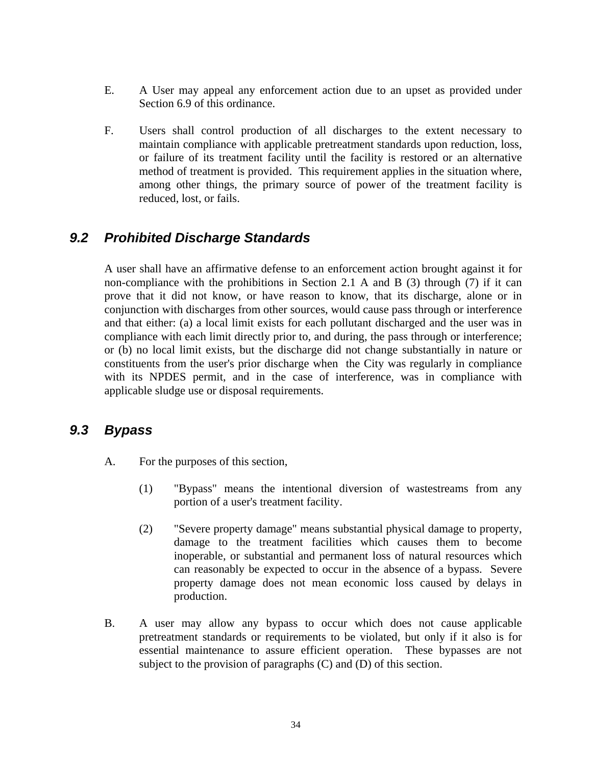E. A User may appeal any enforcement action due to an upset as provided under Section 6.9 of this ordinance.

F. Users shall control production of all discharges to the extent necessary to maintain compliance with applicable pretreatment standards upon reduction, loss, or failure of its treatment facility until the facility is restored or an alternative method of treatment is provided. This requirement applies in the situation where, among other things, the primary source of power of the treatment facility is reduced, lost, or fails.

## *9.2 Prohibited Discharge Standards*

A user shall have an affirmative defense to an enforcement action brought against it for non-compliance with the prohibitions in Section 2.1 A and B (3) through (7) if it can prove that it did not know, or have reason to know, that its discharge, alone or in conjunction with discharges from other sources, would cause pass through or interference and that either: (a) a local limit exists for each pollutant discharged and the user was in compliance with each limit directly prior to, and during, the pass through or interference; or (b) no local limit exists, but the discharge did not change substantially in nature or constituents from the user's prior discharge when the City was regularly in compliance with its NPDES permit, and in the case of interference, was in compliance with applicable sludge use or disposal requirements.

## *9.3 Bypass*

A. For the purposes of this section,

(1) "Bypass" means the intentional diversion of wastestreams from any portion of a user's treatment facility.

(2) "Severe property damage" means substantial physical damage to property, damage to the treatment facilities which causes them to become inoperable, or substantial and permanent loss of natural resources which can reasonably be expected to occur in the absence of a bypass. Severe property damage does not mean economic loss caused by delays in production.

B. A user may allow any bypass to occur which does not cause applicable pretreatment standards or requirements to be violated, but only if it also is for essential maintenance to assure efficient operation. These bypasses are not subject to the provision of paragraphs (C) and (D) of this section.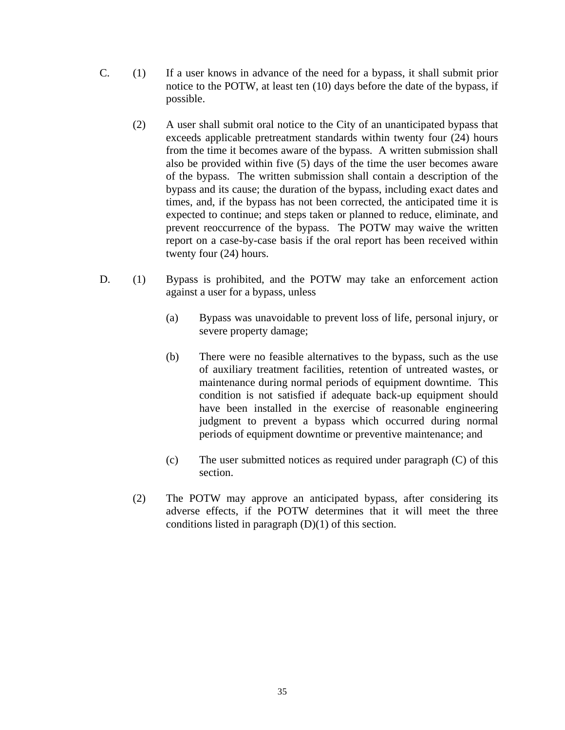C. (1) If a user knows in advance of the need for a bypass, it shall submit prior notice to the POTW, at least ten (10) days before the date of the bypass, if possible.

(2) A user shall submit oral notice to the City of an unanticipated bypass that exceeds applicable pretreatment standards within twenty four (24) hours from the time it becomes aware of the bypass. A written submission shall also be provided within five (5) days of the time the user becomes aware of the bypass. The written submission shall contain a description of the bypass and its cause; the duration of the bypass, including exact dates and times, and, if the bypass has not been corrected, the anticipated time it is expected to continue; and steps taken or planned to reduce, eliminate, and prevent reoccurrence of the bypass. The POTW may waive the written report on a case-by-case basis if the oral report has been received within twenty four (24) hours.

D. (1) Bypass is prohibited, and the POTW may take an enforcement action against a user for a bypass, unless

(a) Bypass was unavoidable to prevent loss of life, personal injury, or severe property damage;

(b) There were no feasible alternatives to the bypass, such as the use of auxiliary treatment facilities, retention of untreated wastes, or maintenance during normal periods of equipment downtime. This condition is not satisfied if adequate back-up equipment should have been installed in the exercise of reasonable engineering judgment to prevent a bypass which occurred during normal periods of equipment downtime or preventive maintenance; and

(c) The user submitted notices as required under paragraph (C) of this section.

(2) The POTW may approve an anticipated bypass, after considering its adverse effects, if the POTW determines that it will meet the three conditions listed in paragraph (D)(1) of this section.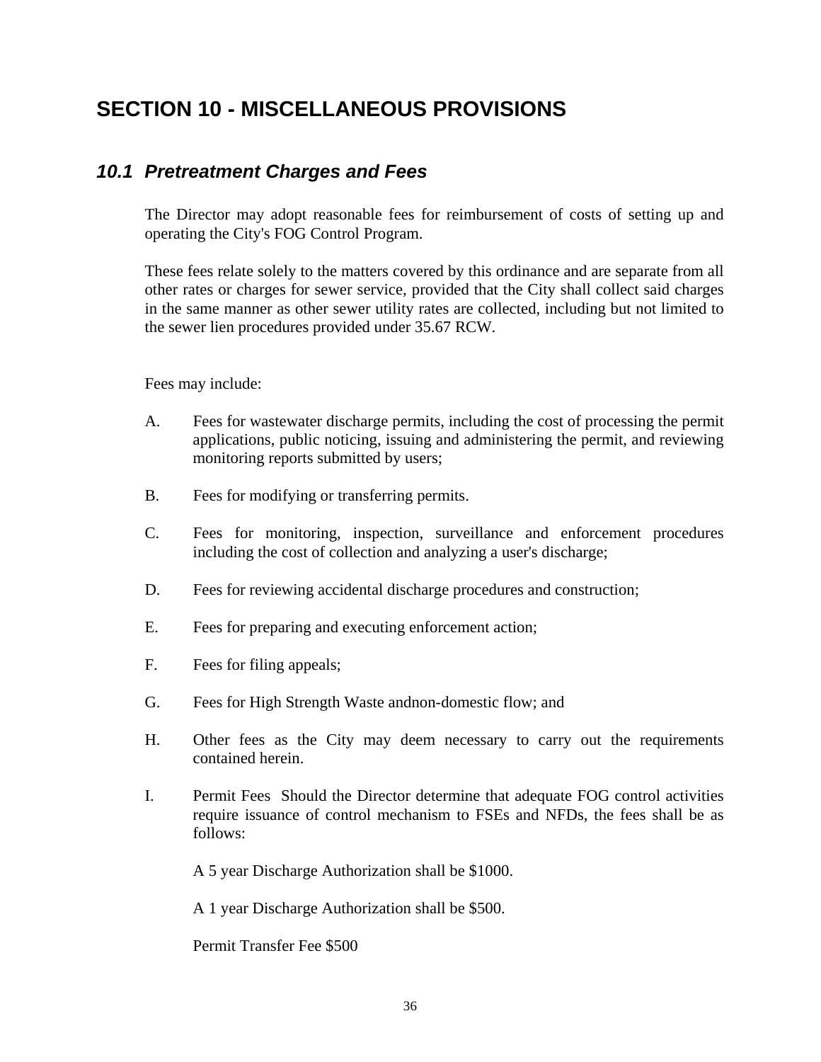# SECTION 10 - MISCELLANEOUS PROVISIONS

## *10.1 Pretreatment Charges and Fees*

The Director may adopt reasonable fees for reimbursement of costs of setting up and operating the City's FOG Control Program.

These fees relate solely to the matters covered by this ordinance and are separate from all other rates or charges for sewer service, provided that the City shall collect said charges in the same manner as other sewer utility rates are collected, including but not limited to the sewer lien procedures provided under 35.67 RCW.

Fees may include:

A. Fees for wastewater discharge permits, including the cost of processing the permit applications, public noticing, issuing and administering the permit, and reviewing monitoring reports submitted by users;

B. Fees for modifying or transferring permits.

C. Fees for monitoring, inspection, surveillance and enforcement procedures including the cost of collection and analyzing a user's discharge;

D. Fees for reviewing accidental discharge procedures and construction;

E. Fees for preparing and executing enforcement action;

F. Fees for filing appeals;

G. Fees for High Strength Waste andnon-domestic flow; and

H. Other fees as the City may deem necessary to carry out the requirements contained herein.

I. Permit Fees Should the Director determine that adequate FOG control activities require issuance of control mechanism to FSEs and NFDs, the fees shall be as follows:

   A 5 year Discharge Authorization shall be $1000.

   A 1 year Discharge Authorization shall be $500.

   Permit Transfer Fee $500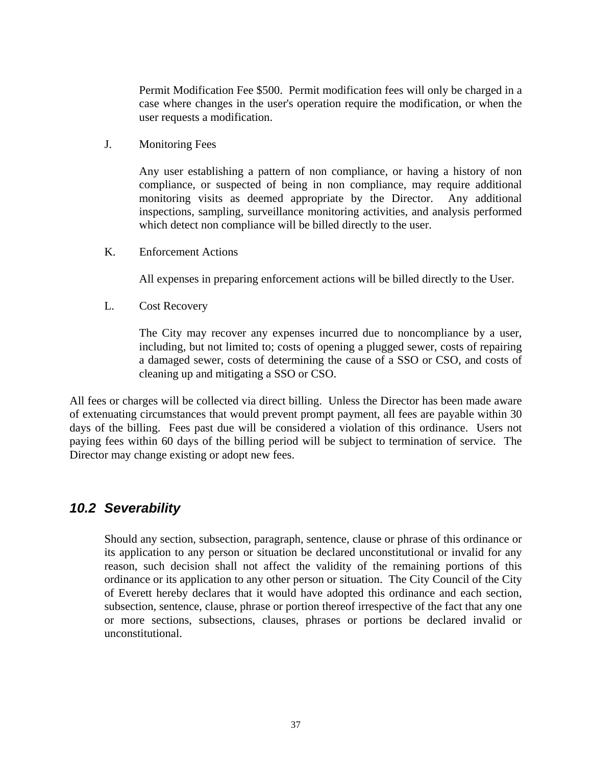Permit Modification Fee $500. Permit modification fees will only be charged in a case where changes in the user's operation require the modification, or when the user requests a modification.

J. Monitoring Fees

Any user establishing a pattern of non compliance, or having a history of non compliance, or suspected of being in non compliance, may require additional monitoring visits as deemed appropriate by the Director. Any additional inspections, sampling, surveillance monitoring activities, and analysis performed which detect non compliance will be billed directly to the user.

K. Enforcement Actions

All expenses in preparing enforcement actions will be billed directly to the User.

L. Cost Recovery

The City may recover any expenses incurred due to noncompliance by a user, including, but not limited to; costs of opening a plugged sewer, costs of repairing a damaged sewer, costs of determining the cause of a SSO or CSO, and costs of cleaning up and mitigating a SSO or CSO.

All fees or charges will be collected via direct billing. Unless the Director has been made aware of extenuating circumstances that would prevent prompt payment, all fees are payable within 30 days of the billing. Fees past due will be considered a violation of this ordinance. Users not paying fees within 60 days of the billing period will be subject to termination of service. The Director may change existing or adopt new fees.

## *10.2 Severability*

Should any section, subsection, paragraph, sentence, clause or phrase of this ordinance or its application to any person or situation be declared unconstitutional or invalid for any reason, such decision shall not affect the validity of the remaining portions of this ordinance or its application to any other person or situation. The City Council of the City of Everett hereby declares that it would have adopted this ordinance and each section, subsection, sentence, clause, phrase or portion thereof irrespective of the fact that any one or more sections, subsections, clauses, phrases or portions be declared invalid or unconstitutional.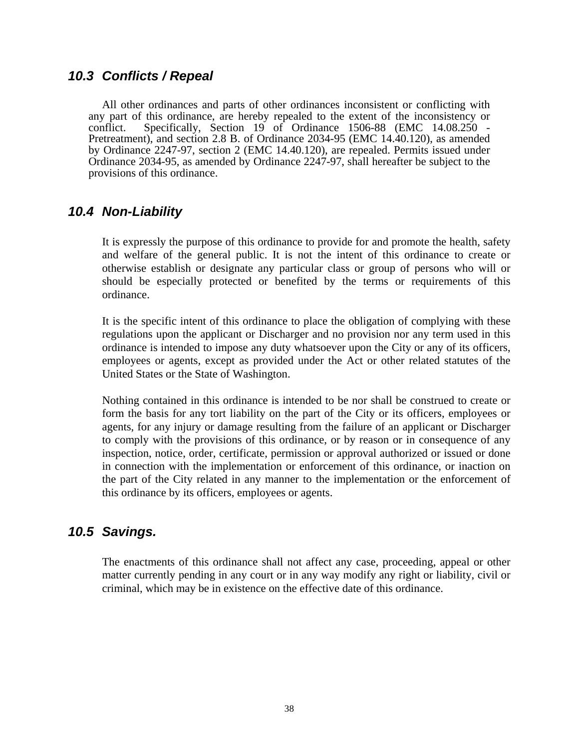## 10.3 Conflicts / Repeal

All other ordinances and parts of other ordinances inconsistent or conflicting with any part of this ordinance, are hereby repealed to the extent of the inconsistency or conflict. Specifically, Section 19 of Ordinance 1506-88 (EMC 14.08.250 - Pretreatment), and section 2.8 B. of Ordinance 2034-95 (EMC 14.40.120), as amended by Ordinance 2247-97, section 2 (EMC 14.40.120), are repealed. Permits issued under Ordinance 2034-95, as amended by Ordinance 2247-97, shall hereafter be subject to the provisions of this ordinance.

## 10.4 Non-Liability

It is expressly the purpose of this ordinance to provide for and promote the health, safety and welfare of the general public. It is not the intent of this ordinance to create or otherwise establish or designate any particular class or group of persons who will or should be especially protected or benefited by the terms or requirements of this ordinance.

It is the specific intent of this ordinance to place the obligation of complying with these regulations upon the applicant or Discharger and no provision nor any term used in this ordinance is intended to impose any duty whatsoever upon the City or any of its officers, employees or agents, except as provided under the Act or other related statutes of the United States or the State of Washington.

Nothing contained in this ordinance is intended to be nor shall be construed to create or form the basis for any tort liability on the part of the City or its officers, employees or agents, for any injury or damage resulting from the failure of an applicant or Discharger to comply with the provisions of this ordinance, or by reason or in consequence of any inspection, notice, order, certificate, permission or approval authorized or issued or done in connection with the implementation or enforcement of this ordinance, or inaction on the part of the City related in any manner to the implementation or the enforcement of this ordinance by its officers, employees or agents.

## 10.5 Savings.

The enactments of this ordinance shall not affect any case, proceeding, appeal or other matter currently pending in any court or in any way modify any right or liability, civil or criminal, which may be in existence on the effective date of this ordinance.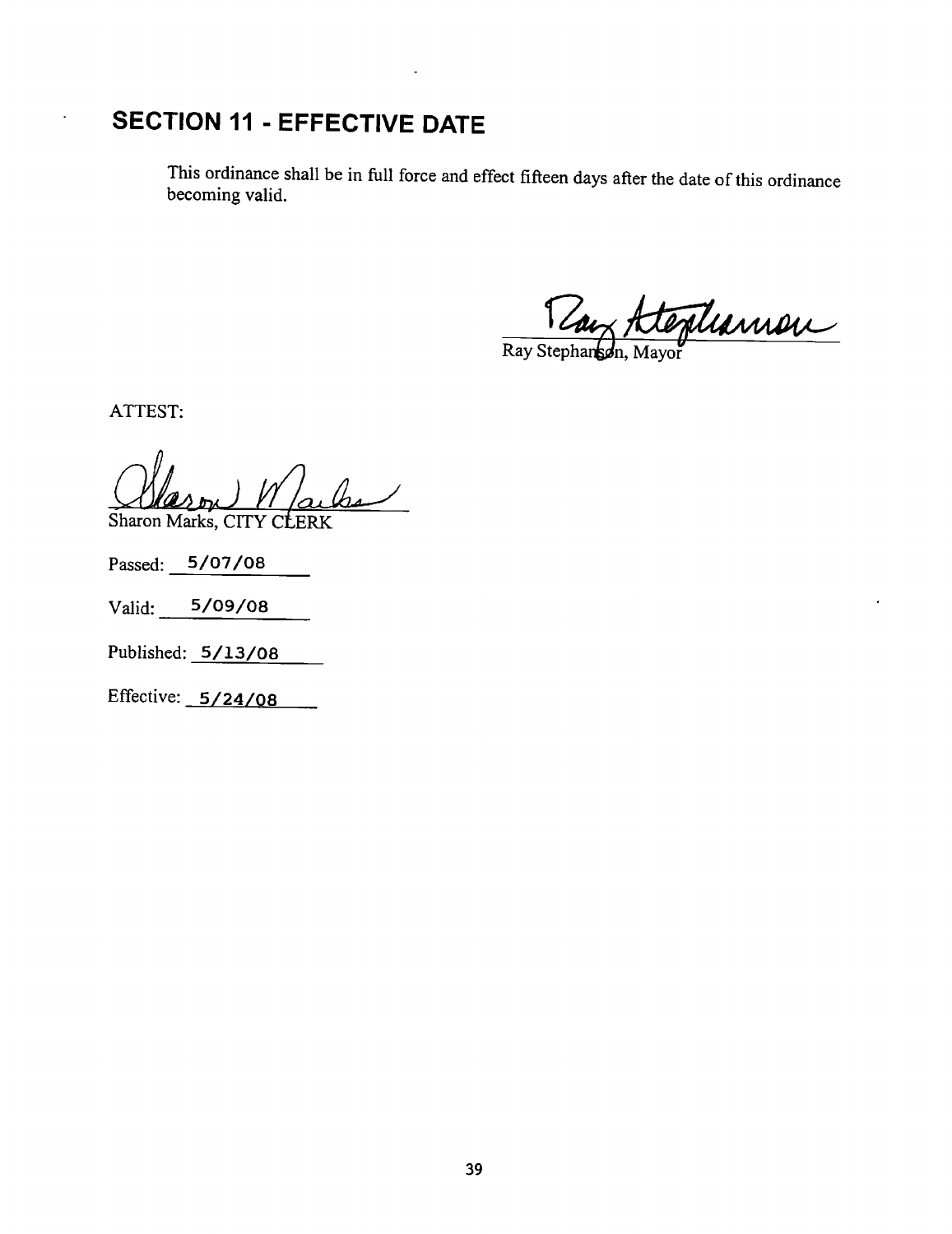## SECTION 11 - EFFECTIVE DATE

This ordinance shall be in full force and effect fifteen days after the date of this ordinance becoming valid.

Ray Stephanson, Mayor

ATTEST:

Sharon Marks, CITY CLERK

Passed: 5/07/08

Valid: 5/09/08

Published: 5/13/08

Effective: 5/24/08